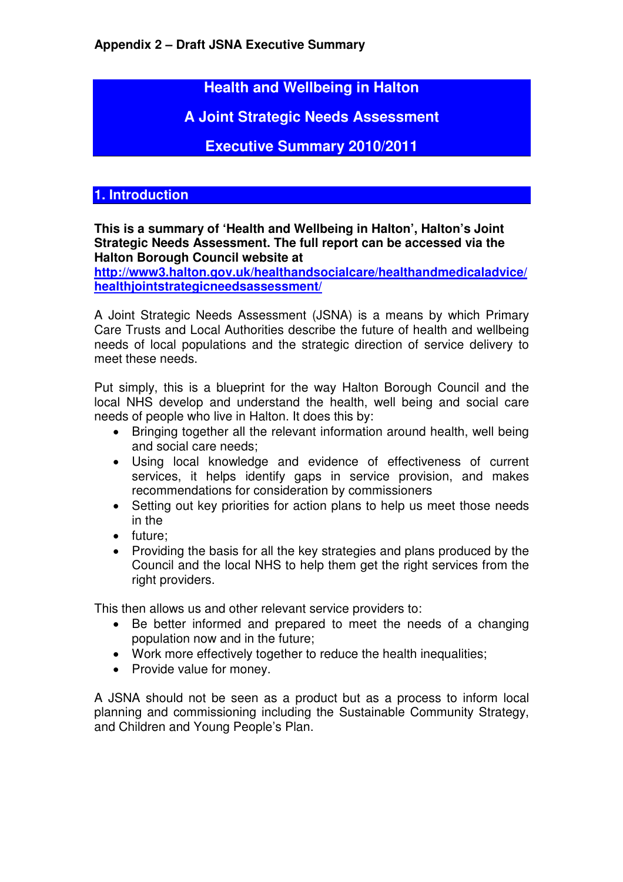**Appendix 2 – Draft JSNA Executive Summary**

# Health and Wellbeing in Halton

# A Joint Strategic Needs Assessment

# Executive Summary 2010/2011

## 1. Introduction

**This is a summary of 'Health and Wellbeing in Halton', Halton's Joint Strategic Needs Assessment. The full report can be accessed via the Halton Borough Council website at [http://www3.halton.gov.uk/healthandsocialcare/healthandmedicaladvice/healthjointstrategicneedsassessment/](http://www3.halton.gov.uk/healthandsocialcare/healthandmedicaladvice/healthjointstrategicneedsassessment/)**

A Joint Strategic Needs Assessment (JSNA) is a means by which Primary Care Trusts and Local Authorities describe the future of health and wellbeing needs of local populations and the strategic direction of service delivery to meet these needs.

Put simply, this is a blueprint for the way Halton Borough Council and the local NHS develop and understand the health, well being and social care needs of people who live in Halton. It does this by:

- Bringing together all the relevant information around health, well being and social care needs;
- Using local knowledge and evidence of effectiveness of current services, it helps identify gaps in service provision, and makes recommendations for consideration by commissioners
- Setting out key priorities for action plans to help us meet those needs in the
- future;
- Providing the basis for all the key strategies and plans produced by the Council and the local NHS to help them get the right services from the right providers.

This then allows us and other relevant service providers to:

- Be better informed and prepared to meet the needs of a changing population now and in the future;
- Work more effectively together to reduce the health inequalities;
- Provide value for money.

A JSNA should not be seen as a product but as a process to inform local planning and commissioning including the Sustainable Community Strategy, and Children and Young People's Plan.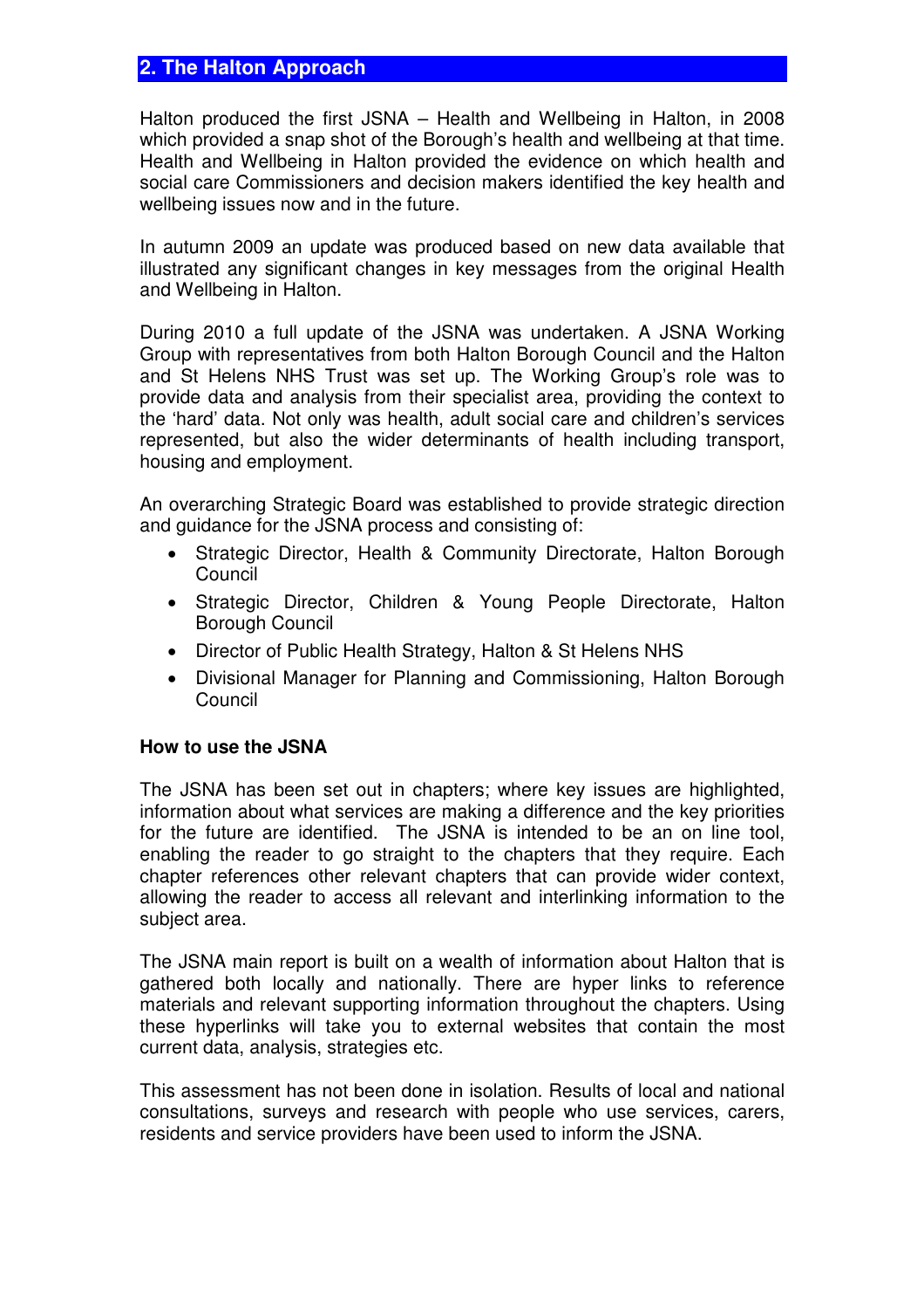## 2. The Halton Approach

Halton produced the first JSNA – Health and Wellbeing in Halton, in 2008 which provided a snap shot of the Borough's health and wellbeing at that time. Health and Wellbeing in Halton provided the evidence on which health and social care Commissioners and decision makers identified the key health and wellbeing issues now and in the future.

In autumn 2009 an update was produced based on new data available that illustrated any significant changes in key messages from the original Health and Wellbeing in Halton.

During 2010 a full update of the JSNA was undertaken. A JSNA Working Group with representatives from both Halton Borough Council and the Halton and St Helens NHS Trust was set up. The Working Group's role was to provide data and analysis from their specialist area, providing the context to the 'hard' data. Not only was health, adult social care and children's services represented, but also the wider determinants of health including transport, housing and employment.

An overarching Strategic Board was established to provide strategic direction and guidance for the JSNA process and consisting of:

- Strategic Director, Health & Community Directorate, Halton Borough Council
- Strategic Director, Children & Young People Directorate, Halton Borough Council
- Director of Public Health Strategy, Halton & St Helens NHS
- Divisional Manager for Planning and Commissioning, Halton Borough Council

**How to use the JSNA**

The JSNA has been set out in chapters; where key issues are highlighted, information about what services are making a difference and the key priorities for the future are identified. The JSNA is intended to be an on line tool, enabling the reader to go straight to the chapters that they require. Each chapter references other relevant chapters that can provide wider context, allowing the reader to access all relevant and interlinking information to the subject area.

The JSNA main report is built on a wealth of information about Halton that is gathered both locally and nationally. There are hyper links to reference materials and relevant supporting information throughout the chapters. Using these hyperlinks will take you to external websites that contain the most current data, analysis, strategies etc.

This assessment has not been done in isolation. Results of local and national consultations, surveys and research with people who use services, carers, residents and service providers have been used to inform the JSNA.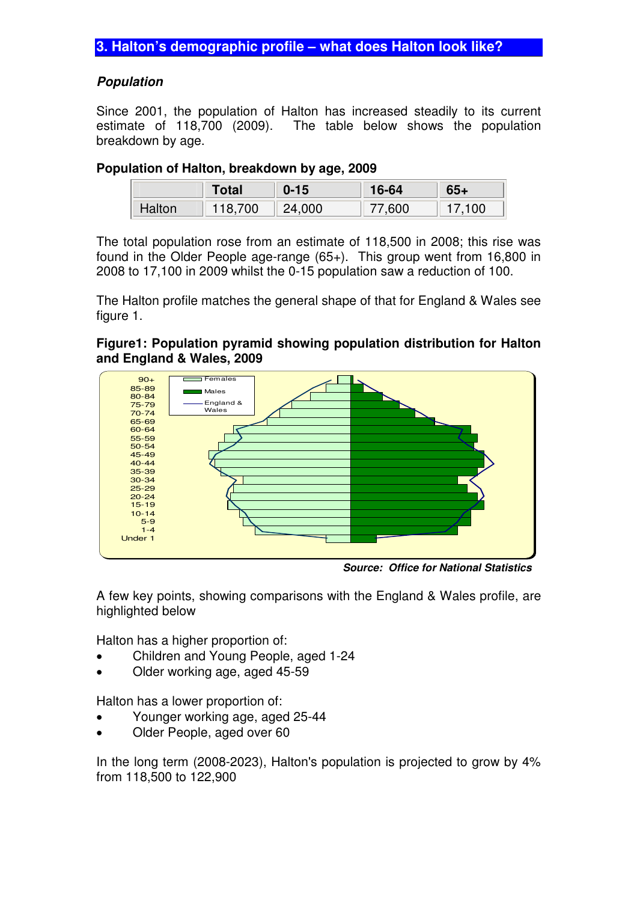## 3. Halton's demographic profile – what does Halton look like?

***Population***

Since 2001, the population of Halton has increased steadily to its current estimate of 118,700 (2009). The table below shows the population breakdown by age.

**Population of Halton, breakdown by age, 2009**

| | Total | 0-15 | 16-64 | 65+ |
|---|---|---|---|---|
| Halton | 118,700 | 24,000 | 77,600 | 17,100 |

The total population rose from an estimate of 118,500 in 2008; this rise was found in the Older People age-range (65+). This group went from 16,800 in 2008 to 17,100 in 2009 whilst the 0-15 population saw a reduction of 100.

The Halton profile matches the general shape of that for England & Wales see figure 1.

**Figure1: Population pyramid showing population distribution for Halton and England & Wales, 2009**

***Source: Office for National Statistics***

A few key points, showing comparisons with the England & Wales profile, are highlighted below

Halton has a higher proportion of:

- Children and Young People, aged 1-24
- Older working age, aged 45-59

Halton has a lower proportion of:

- Younger working age, aged 25-44
- Older People, aged over 60

In the long term (2008-2023), Halton's population is projected to grow by 4% from 118,500 to 122,900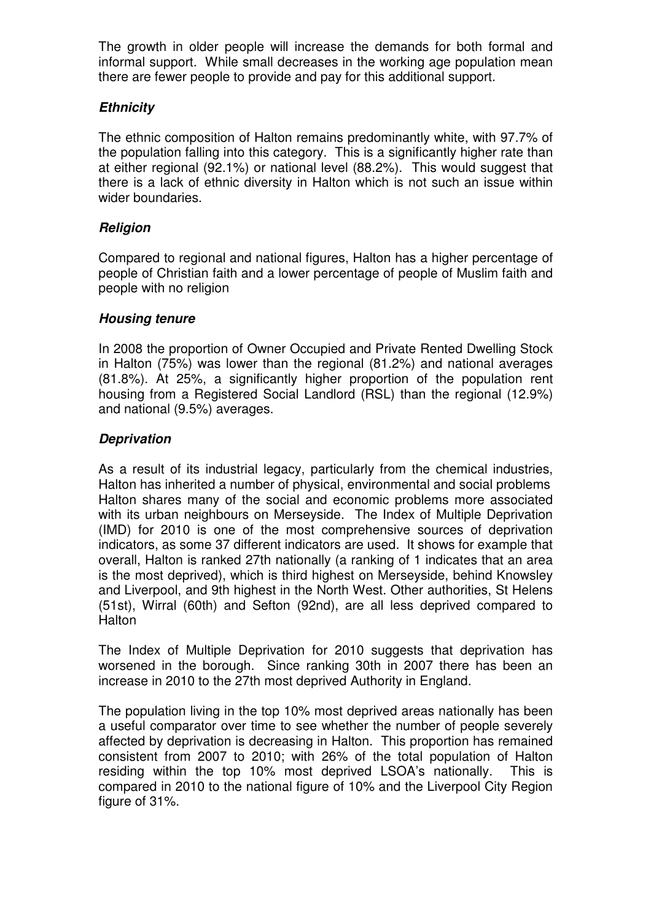The growth in older people will increase the demands for both formal and informal support. While small decreases in the working age population mean there are fewer people to provide and pay for this additional support.

### *Ethnicity*

The ethnic composition of Halton remains predominantly white, with 97.7% of the population falling into this category. This is a significantly higher rate than at either regional (92.1%) or national level (88.2%). This would suggest that there is a lack of ethnic diversity in Halton which is not such an issue within wider boundaries.

### *Religion*

Compared to regional and national figures, Halton has a higher percentage of people of Christian faith and a lower percentage of people of Muslim faith and people with no religion

### *Housing tenure*

In 2008 the proportion of Owner Occupied and Private Rented Dwelling Stock in Halton (75%) was lower than the regional (81.2%) and national averages (81.8%). At 25%, a significantly higher proportion of the population rent housing from a Registered Social Landlord (RSL) than the regional (12.9%) and national (9.5%) averages.

### *Deprivation*

As a result of its industrial legacy, particularly from the chemical industries, Halton has inherited a number of physical, environmental and social problems Halton shares many of the social and economic problems more associated with its urban neighbours on Merseyside. The Index of Multiple Deprivation (IMD) for 2010 is one of the most comprehensive sources of deprivation indicators, as some 37 different indicators are used. It shows for example that overall, Halton is ranked 27th nationally (a ranking of 1 indicates that an area is the most deprived), which is third highest on Merseyside, behind Knowsley and Liverpool, and 9th highest in the North West. Other authorities, St Helens (51st), Wirral (60th) and Sefton (92nd), are all less deprived compared to Halton

The Index of Multiple Deprivation for 2010 suggests that deprivation has worsened in the borough. Since ranking 30th in 2007 there has been an increase in 2010 to the 27th most deprived Authority in England.

The population living in the top 10% most deprived areas nationally has been a useful comparator over time to see whether the number of people severely affected by deprivation is decreasing in Halton. This proportion has remained consistent from 2007 to 2010; with 26% of the total population of Halton residing within the top 10% most deprived LSOA's nationally. This is compared in 2010 to the national figure of 10% and the Liverpool City Region figure of 31%.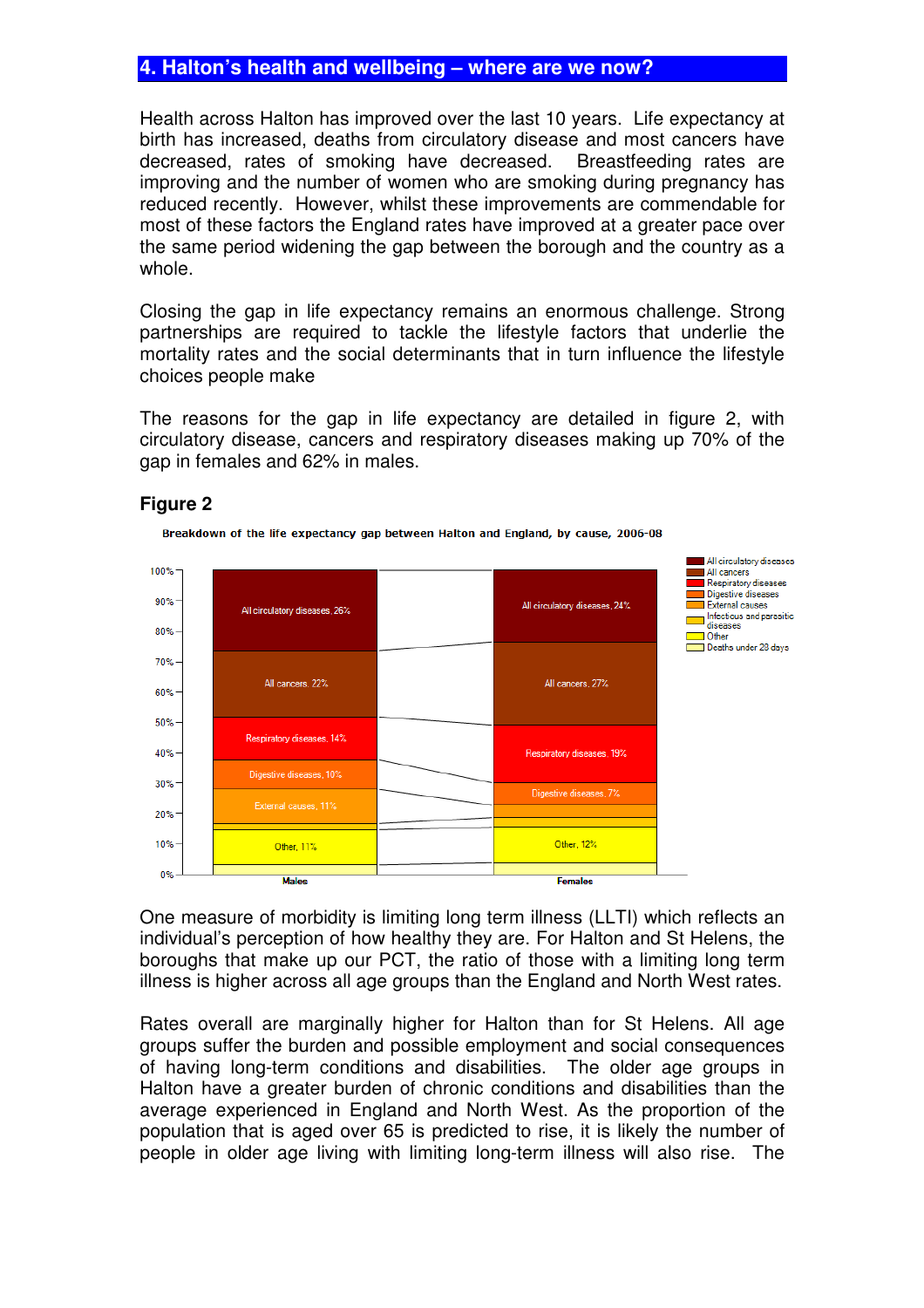## 4. Halton's health and wellbeing – where are we now?

Health across Halton has improved over the last 10 years. Life expectancy at birth has increased, deaths from circulatory disease and most cancers have decreased, rates of smoking have decreased. Breastfeeding rates are improving and the number of women who are smoking during pregnancy has reduced recently. However, whilst these improvements are commendable for most of these factors the England rates have improved at a greater pace over the same period widening the gap between the borough and the country as a whole.

Closing the gap in life expectancy remains an enormous challenge. Strong partnerships are required to tackle the lifestyle factors that underlie the mortality rates and the social determinants that in turn influence the lifestyle choices people make

The reasons for the gap in life expectancy are detailed in figure 2, with circulatory disease, cancers and respiratory diseases making up 70% of the gap in females and 62% in males.

**Figure 2**

Breakdown of the life expectancy gap between Halton and England, by cause, 2006-08

| Cause | Males | Females |
|---|---|---|
| All circulatory diseases | 26% | 24% |
| All cancers | 22% | 27% |
| Respiratory diseases | 14% | 19% |
| Digestive diseases | 10% | 7% |
| External causes | 11% | |
| Infectious and parasitic diseases | | |
| Other | 11% | 12% |
| Deaths under 28 days | | |

One measure of morbidity is limiting long term illness (LLTI) which reflects an individual's perception of how healthy they are. For Halton and St Helens, the boroughs that make up our PCT, the ratio of those with a limiting long term illness is higher across all age groups than the England and North West rates.

Rates overall are marginally higher for Halton than for St Helens. All age groups suffer the burden and possible employment and social consequences of having long-term conditions and disabilities. The older age groups in Halton have a greater burden of chronic conditions and disabilities than the average experienced in England and North West. As the proportion of the population that is aged over 65 is predicted to rise, it is likely the number of people in older age living with limiting long-term illness will also rise. The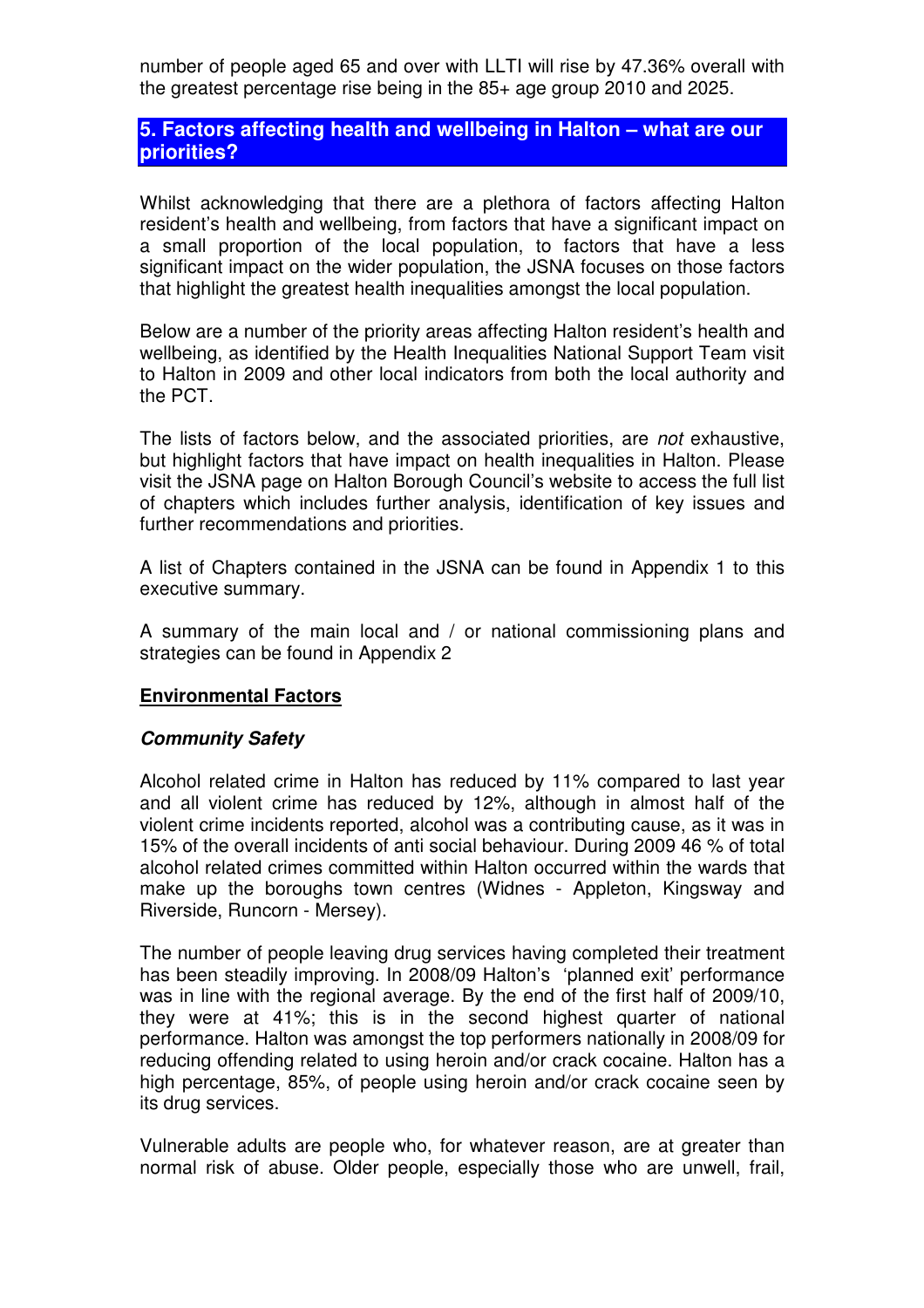number of people aged 65 and over with LLTI will rise by 47.36% overall with the greatest percentage rise being in the 85+ age group 2010 and 2025.

## 5. Factors affecting health and wellbeing in Halton – what are our priorities?

Whilst acknowledging that there are a plethora of factors affecting Halton resident's health and wellbeing, from factors that have a significant impact on a small proportion of the local population, to factors that have a less significant impact on the wider population, the JSNA focuses on those factors that highlight the greatest health inequalities amongst the local population.

Below are a number of the priority areas affecting Halton resident's health and wellbeing, as identified by the Health Inequalities National Support Team visit to Halton in 2009 and other local indicators from both the local authority and the PCT.

The lists of factors below, and the associated priorities, are *not* exhaustive, but highlight factors that have impact on health inequalities in Halton. Please visit the JSNA page on Halton Borough Council's website to access the full list of chapters which includes further analysis, identification of key issues and further recommendations and priorities.

A list of Chapters contained in the JSNA can be found in Appendix 1 to this executive summary.

A summary of the main local and / or national commissioning plans and strategies can be found in Appendix 2

### Environmental Factors

#### *Community Safety*

Alcohol related crime in Halton has reduced by 11% compared to last year and all violent crime has reduced by 12%, although in almost half of the violent crime incidents reported, alcohol was a contributing cause, as it was in 15% of the overall incidents of anti social behaviour. During 2009 46 % of total alcohol related crimes committed within Halton occurred within the wards that make up the boroughs town centres (Widnes - Appleton, Kingsway and Riverside, Runcorn - Mersey).

The number of people leaving drug services having completed their treatment has been steadily improving. In 2008/09 Halton's 'planned exit' performance was in line with the regional average. By the end of the first half of 2009/10, they were at 41%; this is in the second highest quarter of national performance. Halton was amongst the top performers nationally in 2008/09 for reducing offending related to using heroin and/or crack cocaine. Halton has a high percentage, 85%, of people using heroin and/or crack cocaine seen by its drug services.

Vulnerable adults are people who, for whatever reason, are at greater than normal risk of abuse. Older people, especially those who are unwell, frail,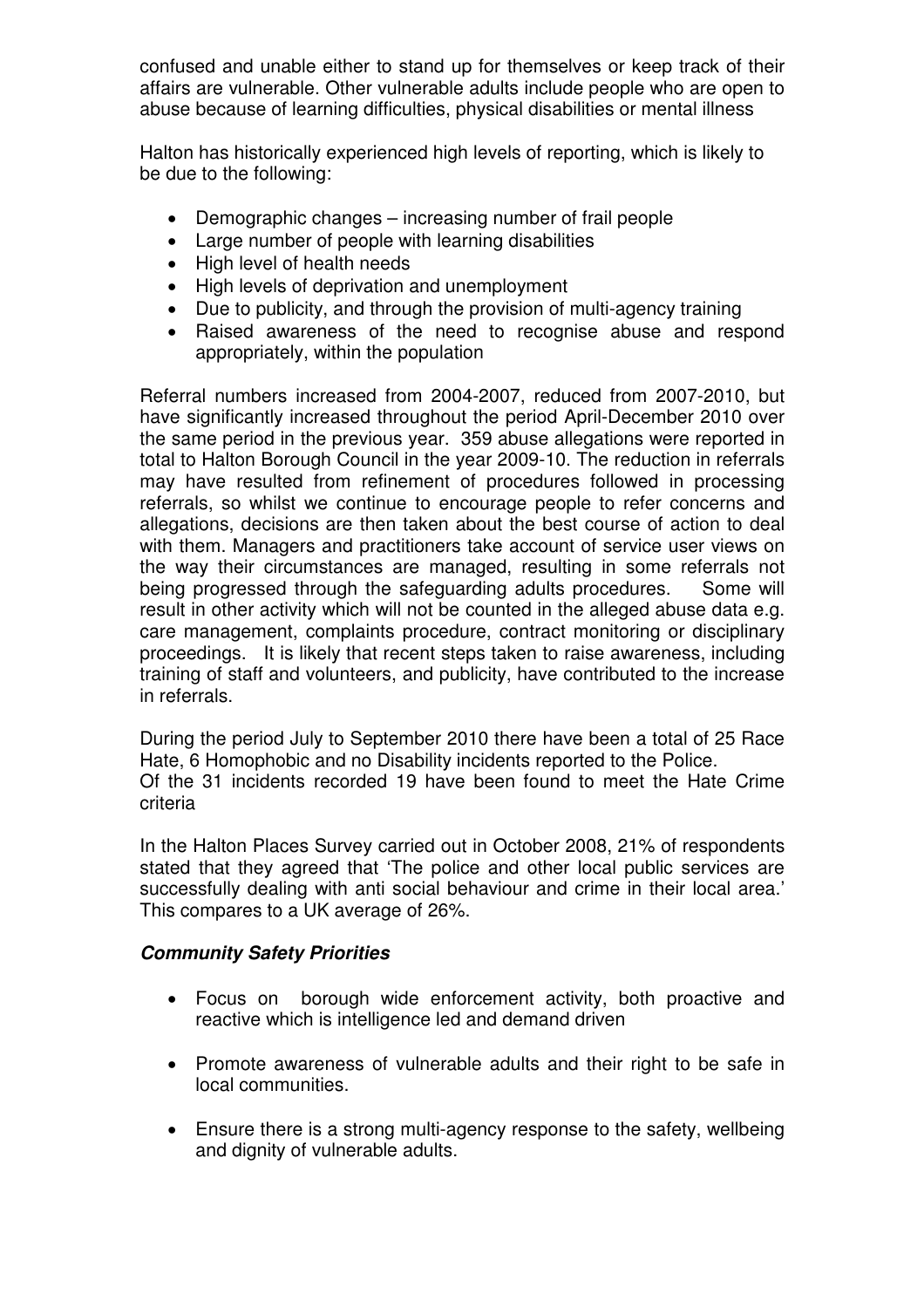confused and unable either to stand up for themselves or keep track of their affairs are vulnerable. Other vulnerable adults include people who are open to abuse because of learning difficulties, physical disabilities or mental illness

Halton has historically experienced high levels of reporting, which is likely to be due to the following:

- Demographic changes – increasing number of frail people
- Large number of people with learning disabilities
- High level of health needs
- High levels of deprivation and unemployment
- Due to publicity, and through the provision of multi-agency training
- Raised awareness of the need to recognise abuse and respond appropriately, within the population

Referral numbers increased from 2004-2007, reduced from 2007-2010, but have significantly increased throughout the period April-December 2010 over the same period in the previous year. 359 abuse allegations were reported in total to Halton Borough Council in the year 2009-10. The reduction in referrals may have resulted from refinement of procedures followed in processing referrals, so whilst we continue to encourage people to refer concerns and allegations, decisions are then taken about the best course of action to deal with them. Managers and practitioners take account of service user views on the way their circumstances are managed, resulting in some referrals not being progressed through the safeguarding adults procedures. Some will result in other activity which will not be counted in the alleged abuse data e.g. care management, complaints procedure, contract monitoring or disciplinary proceedings. It is likely that recent steps taken to raise awareness, including training of staff and volunteers, and publicity, have contributed to the increase in referrals.

During the period July to September 2010 there have been a total of 25 Race Hate, 6 Homophobic and no Disability incidents reported to the Police.
Of the 31 incidents recorded 19 have been found to meet the Hate Crime criteria

In the Halton Places Survey carried out in October 2008, 21% of respondents stated that they agreed that 'The police and other local public services are successfully dealing with anti social behaviour and crime in their local area.' This compares to a UK average of 26%.

***Community Safety Priorities***

- Focus on borough wide enforcement activity, both proactive and reactive which is intelligence led and demand driven

- Promote awareness of vulnerable adults and their right to be safe in local communities.

- Ensure there is a strong multi-agency response to the safety, wellbeing and dignity of vulnerable adults.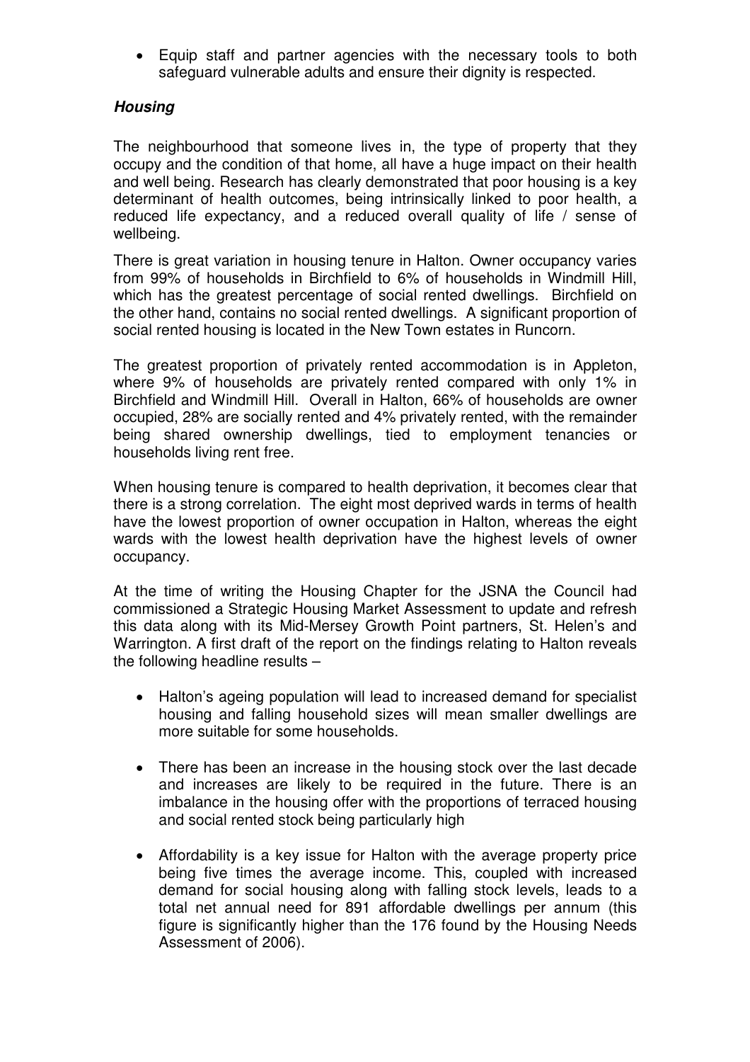- Equip staff and partner agencies with the necessary tools to both safeguard vulnerable adults and ensure their dignity is respected.

***Housing***

The neighbourhood that someone lives in, the type of property that they occupy and the condition of that home, all have a huge impact on their health and well being. Research has clearly demonstrated that poor housing is a key determinant of health outcomes, being intrinsically linked to poor health, a reduced life expectancy, and a reduced overall quality of life / sense of wellbeing.

There is great variation in housing tenure in Halton. Owner occupancy varies from 99% of households in Birchfield to 6% of households in Windmill Hill, which has the greatest percentage of social rented dwellings. Birchfield on the other hand, contains no social rented dwellings. A significant proportion of social rented housing is located in the New Town estates in Runcorn.

The greatest proportion of privately rented accommodation is in Appleton, where 9% of households are privately rented compared with only 1% in Birchfield and Windmill Hill. Overall in Halton, 66% of households are owner occupied, 28% are socially rented and 4% privately rented, with the remainder being shared ownership dwellings, tied to employment tenancies or households living rent free.

When housing tenure is compared to health deprivation, it becomes clear that there is a strong correlation. The eight most deprived wards in terms of health have the lowest proportion of owner occupation in Halton, whereas the eight wards with the lowest health deprivation have the highest levels of owner occupancy.

At the time of writing the Housing Chapter for the JSNA the Council had commissioned a Strategic Housing Market Assessment to update and refresh this data along with its Mid-Mersey Growth Point partners, St. Helen's and Warrington. A first draft of the report on the findings relating to Halton reveals the following headline results –

- Halton's ageing population will lead to increased demand for specialist housing and falling household sizes will mean smaller dwellings are more suitable for some households.

- There has been an increase in the housing stock over the last decade and increases are likely to be required in the future. There is an imbalance in the housing offer with the proportions of terraced housing and social rented stock being particularly high

- Affordability is a key issue for Halton with the average property price being five times the average income. This, coupled with increased demand for social housing along with falling stock levels, leads to a total net annual need for 891 affordable dwellings per annum (this figure is significantly higher than the 176 found by the Housing Needs Assessment of 2006).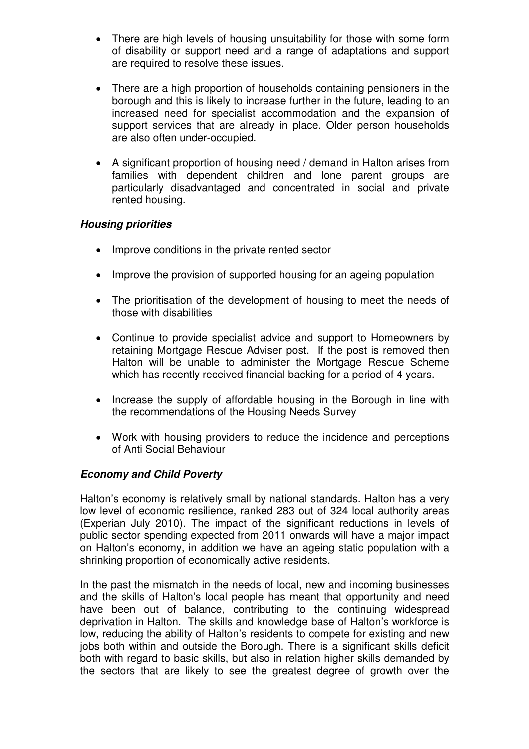- There are high levels of housing unsuitability for those with some form of disability or support need and a range of adaptations and support are required to resolve these issues.

- There are a high proportion of households containing pensioners in the borough and this is likely to increase further in the future, leading to an increased need for specialist accommodation and the expansion of support services that are already in place. Older person households are also often under-occupied.

- A significant proportion of housing need / demand in Halton arises from families with dependent children and lone parent groups are particularly disadvantaged and concentrated in social and private rented housing.

### *Housing priorities*

- Improve conditions in the private rented sector

- Improve the provision of supported housing for an ageing population

- The prioritisation of the development of housing to meet the needs of those with disabilities

- Continue to provide specialist advice and support to Homeowners by retaining Mortgage Rescue Adviser post. If the post is removed then Halton will be unable to administer the Mortgage Rescue Scheme which has recently received financial backing for a period of 4 years.

- Increase the supply of affordable housing in the Borough in line with the recommendations of the Housing Needs Survey

- Work with housing providers to reduce the incidence and perceptions of Anti Social Behaviour

### *Economy and Child Poverty*

Halton's economy is relatively small by national standards. Halton has a very low level of economic resilience, ranked 283 out of 324 local authority areas (Experian July 2010). The impact of the significant reductions in levels of public sector spending expected from 2011 onwards will have a major impact on Halton's economy, in addition we have an ageing static population with a shrinking proportion of economically active residents.

In the past the mismatch in the needs of local, new and incoming businesses and the skills of Halton's local people has meant that opportunity and need have been out of balance, contributing to the continuing widespread deprivation in Halton. The skills and knowledge base of Halton's workforce is low, reducing the ability of Halton's residents to compete for existing and new jobs both within and outside the Borough. There is a significant skills deficit both with regard to basic skills, but also in relation higher skills demanded by the sectors that are likely to see the greatest degree of growth over the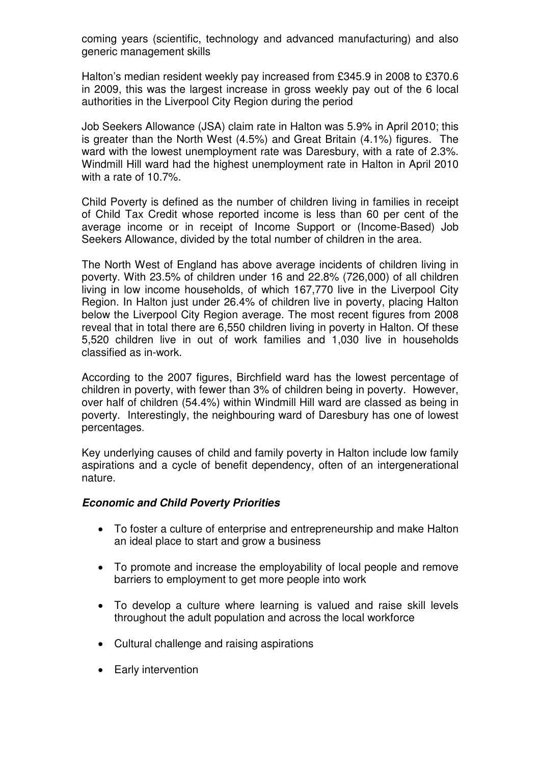coming years (scientific, technology and advanced manufacturing) and also generic management skills

Halton's median resident weekly pay increased from £345.9 in 2008 to £370.6 in 2009, this was the largest increase in gross weekly pay out of the 6 local authorities in the Liverpool City Region during the period

Job Seekers Allowance (JSA) claim rate in Halton was 5.9% in April 2010; this is greater than the North West (4.5%) and Great Britain (4.1%) figures. The ward with the lowest unemployment rate was Daresbury, with a rate of 2.3%. Windmill Hill ward had the highest unemployment rate in Halton in April 2010 with a rate of 10.7%.

Child Poverty is defined as the number of children living in families in receipt of Child Tax Credit whose reported income is less than 60 per cent of the average income or in receipt of Income Support or (Income-Based) Job Seekers Allowance, divided by the total number of children in the area.

The North West of England has above average incidents of children living in poverty. With 23.5% of children under 16 and 22.8% (726,000) of all children living in low income households, of which 167,770 live in the Liverpool City Region. In Halton just under 26.4% of children live in poverty, placing Halton below the Liverpool City Region average. The most recent figures from 2008 reveal that in total there are 6,550 children living in poverty in Halton. Of these 5,520 children live in out of work families and 1,030 live in households classified as in-work.

According to the 2007 figures, Birchfield ward has the lowest percentage of children in poverty, with fewer than 3% of children being in poverty. However, over half of children (54.4%) within Windmill Hill ward are classed as being in poverty. Interestingly, the neighbouring ward of Daresbury has one of lowest percentages.

Key underlying causes of child and family poverty in Halton include low family aspirations and a cycle of benefit dependency, often of an intergenerational nature.

***Economic and Child Poverty Priorities***

- To foster a culture of enterprise and entrepreneurship and make Halton an ideal place to start and grow a business
- To promote and increase the employability of local people and remove barriers to employment to get more people into work
- To develop a culture where learning is valued and raise skill levels throughout the adult population and across the local workforce
- Cultural challenge and raising aspirations
- Early intervention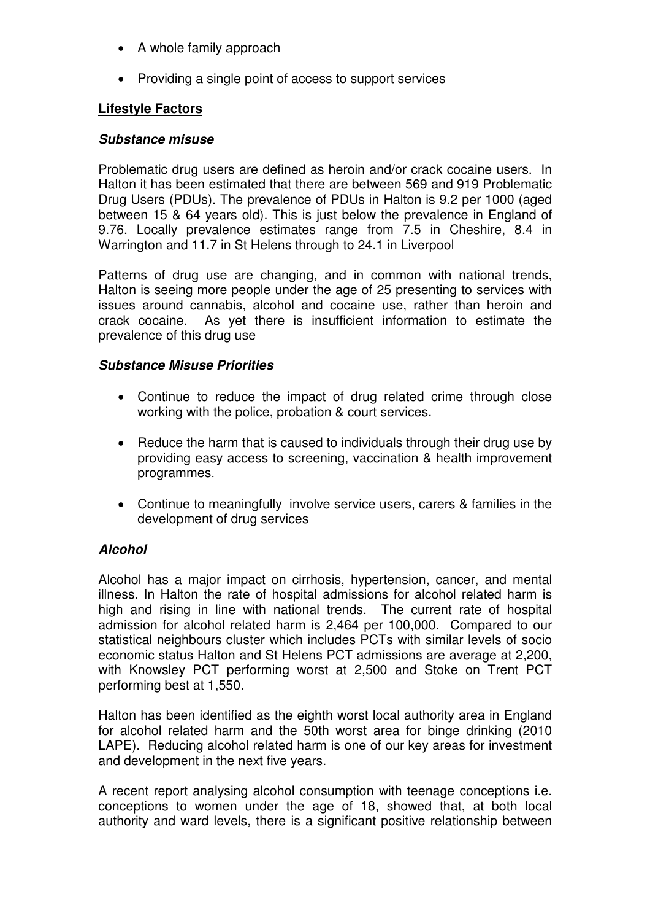- A whole family approach
- Providing a single point of access to support services

**Lifestyle Factors**

***Substance misuse***

Problematic drug users are defined as heroin and/or crack cocaine users. In Halton it has been estimated that there are between 569 and 919 Problematic Drug Users (PDUs). The prevalence of PDUs in Halton is 9.2 per 1000 (aged between 15 & 64 years old). This is just below the prevalence in England of 9.76. Locally prevalence estimates range from 7.5 in Cheshire, 8.4 in Warrington and 11.7 in St Helens through to 24.1 in Liverpool

Patterns of drug use are changing, and in common with national trends, Halton is seeing more people under the age of 25 presenting to services with issues around cannabis, alcohol and cocaine use, rather than heroin and crack cocaine. As yet there is insufficient information to estimate the prevalence of this drug use

***Substance Misuse Priorities***

- Continue to reduce the impact of drug related crime through close working with the police, probation & court services.
- Reduce the harm that is caused to individuals through their drug use by providing easy access to screening, vaccination & health improvement programmes.
- Continue to meaningfully involve service users, carers & families in the development of drug services

***Alcohol***

Alcohol has a major impact on cirrhosis, hypertension, cancer, and mental illness. In Halton the rate of hospital admissions for alcohol related harm is high and rising in line with national trends. The current rate of hospital admission for alcohol related harm is 2,464 per 100,000. Compared to our statistical neighbours cluster which includes PCTs with similar levels of socio economic status Halton and St Helens PCT admissions are average at 2,200, with Knowsley PCT performing worst at 2,500 and Stoke on Trent PCT performing best at 1,550.

Halton has been identified as the eighth worst local authority area in England for alcohol related harm and the 50th worst area for binge drinking (2010 LAPE). Reducing alcohol related harm is one of our key areas for investment and development in the next five years.

A recent report analysing alcohol consumption with teenage conceptions i.e. conceptions to women under the age of 18, showed that, at both local authority and ward levels, there is a significant positive relationship between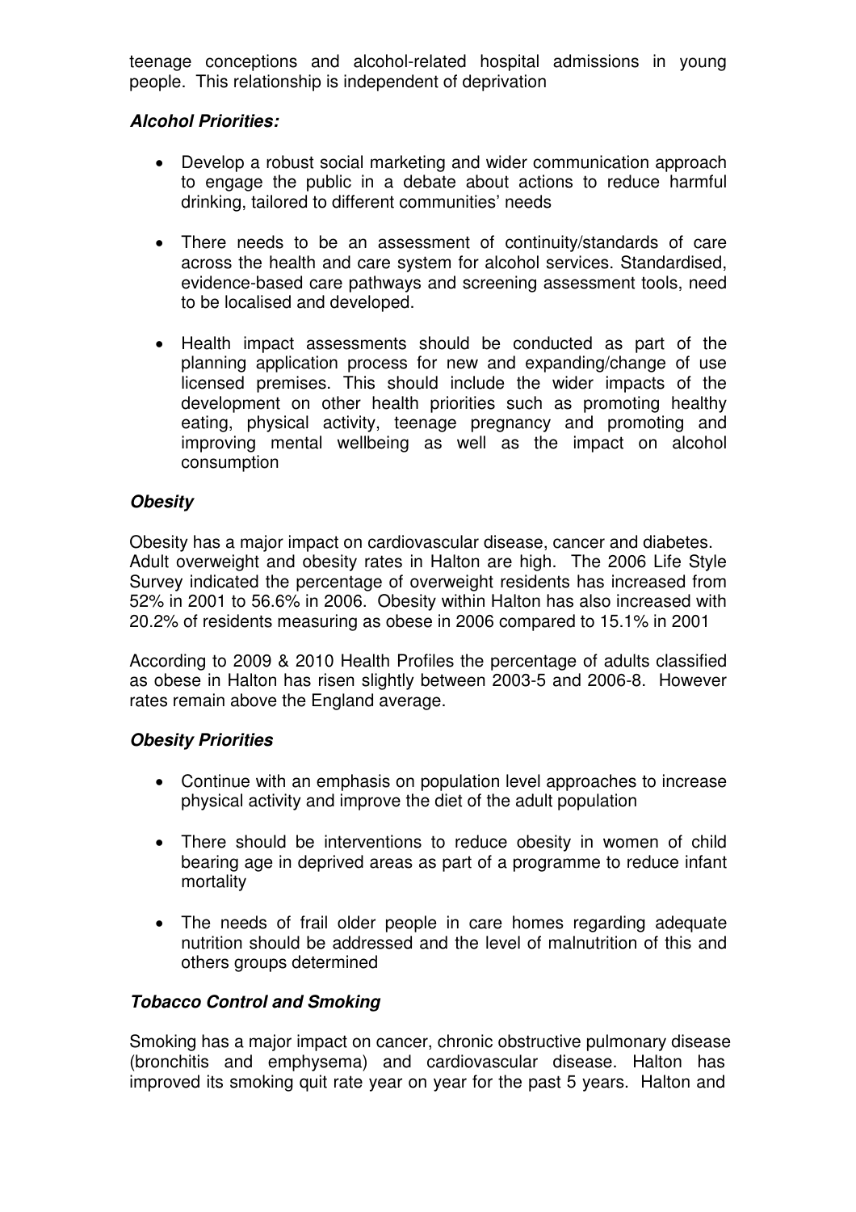teenage conceptions and alcohol-related hospital admissions in young people. This relationship is independent of deprivation

### *Alcohol Priorities:*

- Develop a robust social marketing and wider communication approach to engage the public in a debate about actions to reduce harmful drinking, tailored to different communities' needs
- There needs to be an assessment of continuity/standards of care across the health and care system for alcohol services. Standardised, evidence-based care pathways and screening assessment tools, need to be localised and developed.
- Health impact assessments should be conducted as part of the planning application process for new and expanding/change of use licensed premises. This should include the wider impacts of the development on other health priorities such as promoting healthy eating, physical activity, teenage pregnancy and promoting and improving mental wellbeing as well as the impact on alcohol consumption

### *Obesity*

Obesity has a major impact on cardiovascular disease, cancer and diabetes. Adult overweight and obesity rates in Halton are high. The 2006 Life Style Survey indicated the percentage of overweight residents has increased from 52% in 2001 to 56.6% in 2006. Obesity within Halton has also increased with 20.2% of residents measuring as obese in 2006 compared to 15.1% in 2001

According to 2009 & 2010 Health Profiles the percentage of adults classified as obese in Halton has risen slightly between 2003-5 and 2006-8. However rates remain above the England average.

### *Obesity Priorities*

- Continue with an emphasis on population level approaches to increase physical activity and improve the diet of the adult population
- There should be interventions to reduce obesity in women of child bearing age in deprived areas as part of a programme to reduce infant mortality
- The needs of frail older people in care homes regarding adequate nutrition should be addressed and the level of malnutrition of this and others groups determined

### *Tobacco Control and Smoking*

Smoking has a major impact on cancer, chronic obstructive pulmonary disease (bronchitis and emphysema) and cardiovascular disease. Halton has improved its smoking quit rate year on year for the past 5 years. Halton and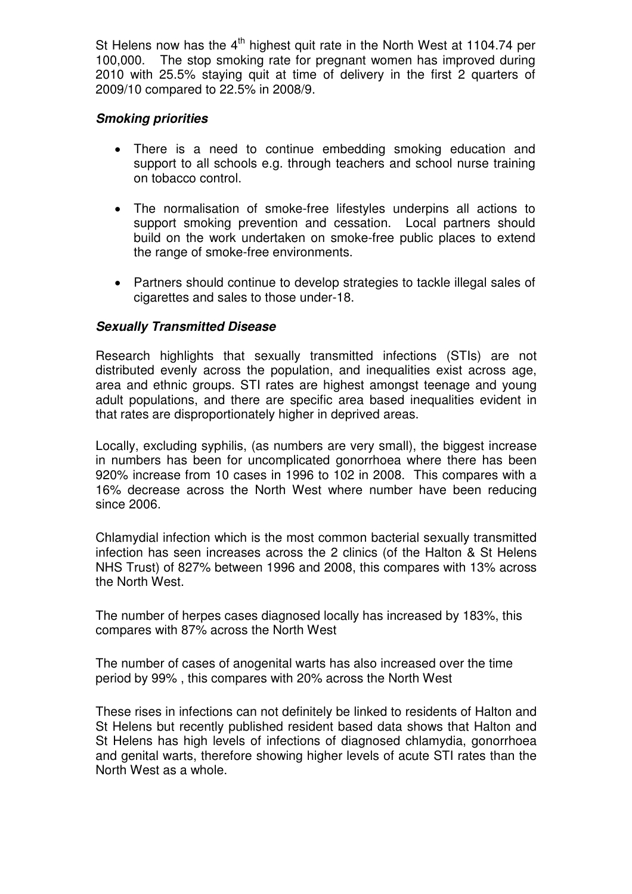St Helens now has the 4th highest quit rate in the North West at 1104.74 per 100,000. The stop smoking rate for pregnant women has improved during 2010 with 25.5% staying quit at time of delivery in the first 2 quarters of 2009/10 compared to 22.5% in 2008/9.

***Smoking priorities***

- There is a need to continue embedding smoking education and support to all schools e.g. through teachers and school nurse training on tobacco control.
- The normalisation of smoke-free lifestyles underpins all actions to support smoking prevention and cessation. Local partners should build on the work undertaken on smoke-free public places to extend the range of smoke-free environments.
- Partners should continue to develop strategies to tackle illegal sales of cigarettes and sales to those under-18.

***Sexually Transmitted Disease***

Research highlights that sexually transmitted infections (STIs) are not distributed evenly across the population, and inequalities exist across age, area and ethnic groups. STI rates are highest amongst teenage and young adult populations, and there are specific area based inequalities evident in that rates are disproportionately higher in deprived areas.

Locally, excluding syphilis, (as numbers are very small), the biggest increase in numbers has been for uncomplicated gonorrhoea where there has been 920% increase from 10 cases in 1996 to 102 in 2008. This compares with a 16% decrease across the North West where number have been reducing since 2006.

Chlamydial infection which is the most common bacterial sexually transmitted infection has seen increases across the 2 clinics (of the Halton & St Helens NHS Trust) of 827% between 1996 and 2008, this compares with 13% across the North West.

The number of herpes cases diagnosed locally has increased by 183%, this compares with 87% across the North West

The number of cases of anogenital warts has also increased over the time period by 99% , this compares with 20% across the North West

These rises in infections can not definitely be linked to residents of Halton and St Helens but recently published resident based data shows that Halton and St Helens has high levels of infections of diagnosed chlamydia, gonorrhoea and genital warts, therefore showing higher levels of acute STI rates than the North West as a whole.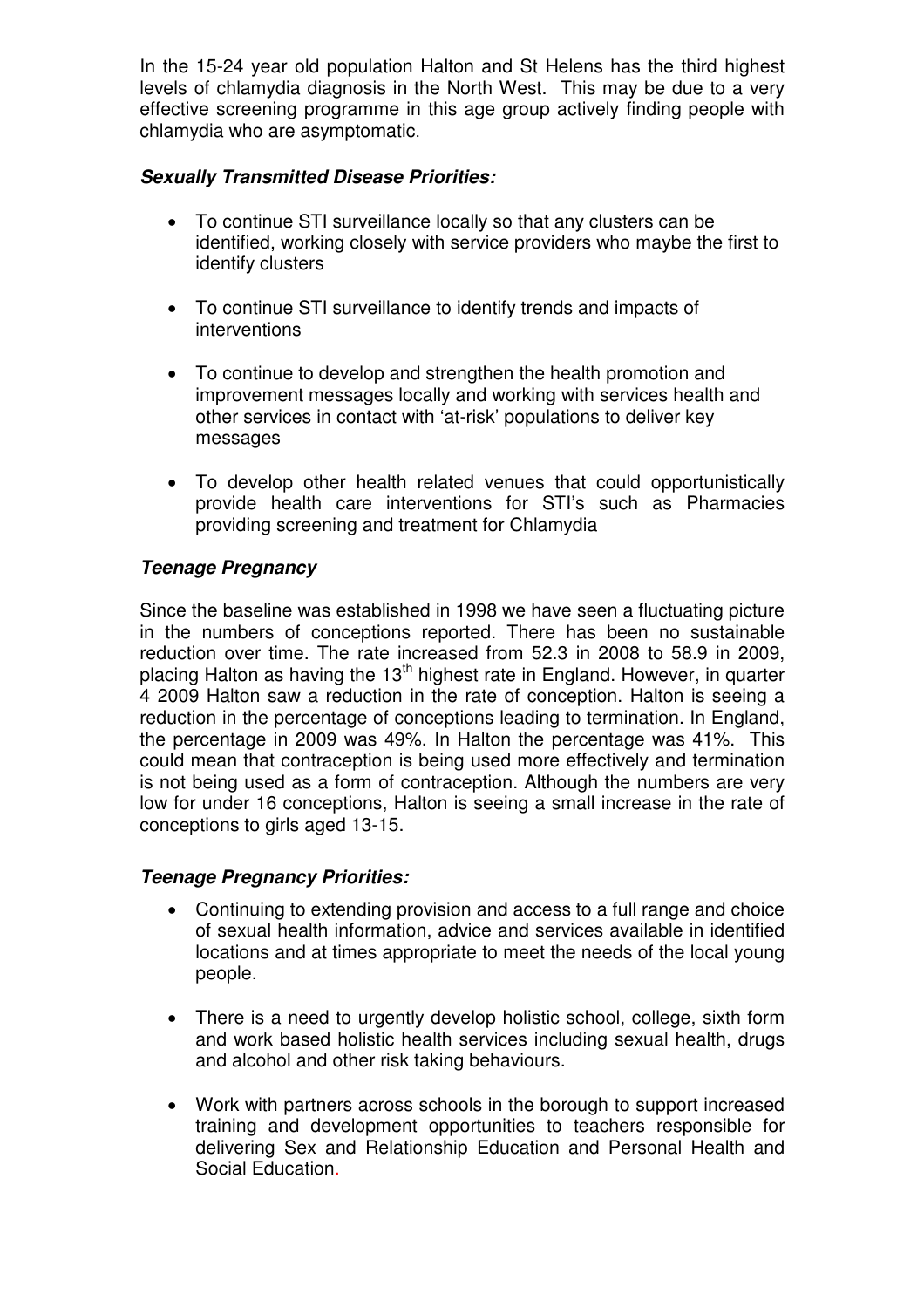In the 15-24 year old population Halton and St Helens has the third highest levels of chlamydia diagnosis in the North West. This may be due to a very effective screening programme in this age group actively finding people with chlamydia who are asymptomatic.

### ***Sexually Transmitted Disease Priorities:***

- To continue STI surveillance locally so that any clusters can be identified, working closely with service providers who maybe the first to identify clusters
- To continue STI surveillance to identify trends and impacts of interventions
- To continue to develop and strengthen the health promotion and improvement messages locally and working with services health and other services in contact with 'at-risk' populations to deliver key messages
- To develop other health related venues that could opportunistically provide health care interventions for STI's such as Pharmacies providing screening and treatment for Chlamydia

### ***Teenage Pregnancy***

Since the baseline was established in 1998 we have seen a fluctuating picture in the numbers of conceptions reported. There has been no sustainable reduction over time. The rate increased from 52.3 in 2008 to 58.9 in 2009, placing Halton as having the 13th highest rate in England. However, in quarter 4 2009 Halton saw a reduction in the rate of conception. Halton is seeing a reduction in the percentage of conceptions leading to termination. In England, the percentage in 2009 was 49%. In Halton the percentage was 41%. This could mean that contraception is being used more effectively and termination is not being used as a form of contraception. Although the numbers are very low for under 16 conceptions, Halton is seeing a small increase in the rate of conceptions to girls aged 13-15.

### ***Teenage Pregnancy Priorities:***

- Continuing to extending provision and access to a full range and choice of sexual health information, advice and services available in identified locations and at times appropriate to meet the needs of the local young people.
- There is a need to urgently develop holistic school, college, sixth form and work based holistic health services including sexual health, drugs and alcohol and other risk taking behaviours.
- Work with partners across schools in the borough to support increased training and development opportunities to teachers responsible for delivering Sex and Relationship Education and Personal Health and Social Education.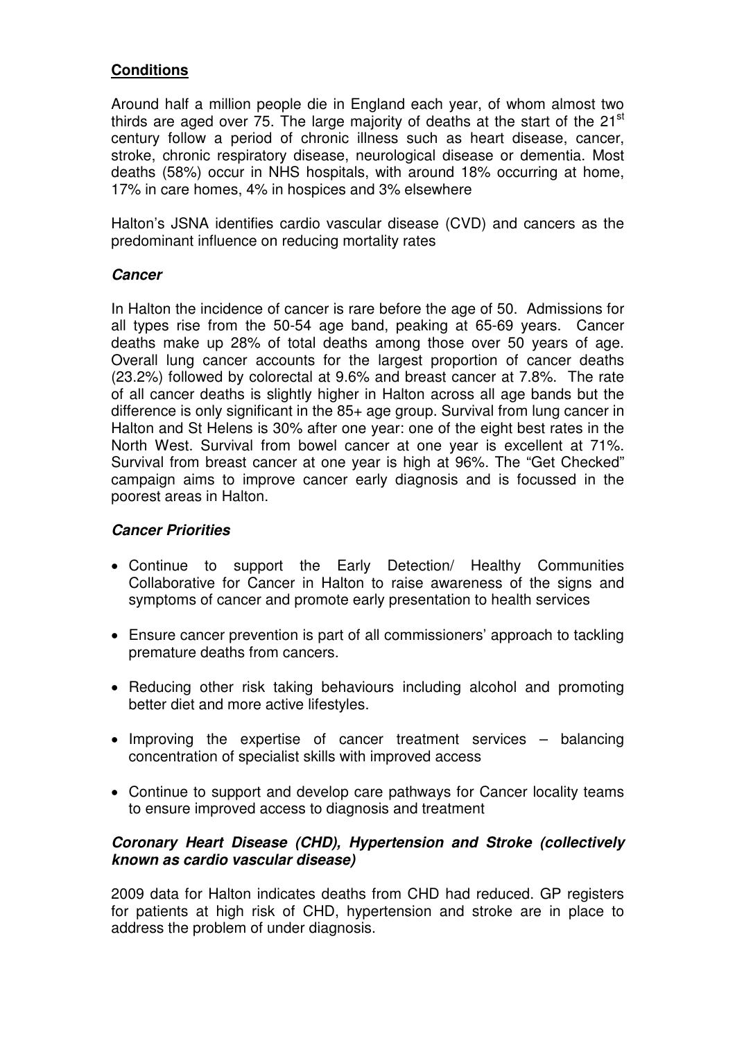## **Conditions**

Around half a million people die in England each year, of whom almost two thirds are aged over 75. The large majority of deaths at the start of the 21st century follow a period of chronic illness such as heart disease, cancer, stroke, chronic respiratory disease, neurological disease or dementia. Most deaths (58%) occur in NHS hospitals, with around 18% occurring at home, 17% in care homes, 4% in hospices and 3% elsewhere

Halton's JSNA identifies cardio vascular disease (CVD) and cancers as the predominant influence on reducing mortality rates

### ***Cancer***

In Halton the incidence of cancer is rare before the age of 50. Admissions for all types rise from the 50-54 age band, peaking at 65-69 years. Cancer deaths make up 28% of total deaths among those over 50 years of age. Overall lung cancer accounts for the largest proportion of cancer deaths (23.2%) followed by colorectal at 9.6% and breast cancer at 7.8%. The rate of all cancer deaths is slightly higher in Halton across all age bands but the difference is only significant in the 85+ age group. Survival from lung cancer in Halton and St Helens is 30% after one year: one of the eight best rates in the North West. Survival from bowel cancer at one year is excellent at 71%. Survival from breast cancer at one year is high at 96%. The "Get Checked" campaign aims to improve cancer early diagnosis and is focussed in the poorest areas in Halton.

### ***Cancer Priorities***

- Continue to support the Early Detection/ Healthy Communities Collaborative for Cancer in Halton to raise awareness of the signs and symptoms of cancer and promote early presentation to health services
- Ensure cancer prevention is part of all commissioners' approach to tackling premature deaths from cancers.
- Reducing other risk taking behaviours including alcohol and promoting better diet and more active lifestyles.
- Improving the expertise of cancer treatment services – balancing concentration of specialist skills with improved access
- Continue to support and develop care pathways for Cancer locality teams to ensure improved access to diagnosis and treatment

### ***Coronary Heart Disease (CHD), Hypertension and Stroke (collectively known as cardio vascular disease)***

2009 data for Halton indicates deaths from CHD had reduced. GP registers for patients at high risk of CHD, hypertension and stroke are in place to address the problem of under diagnosis.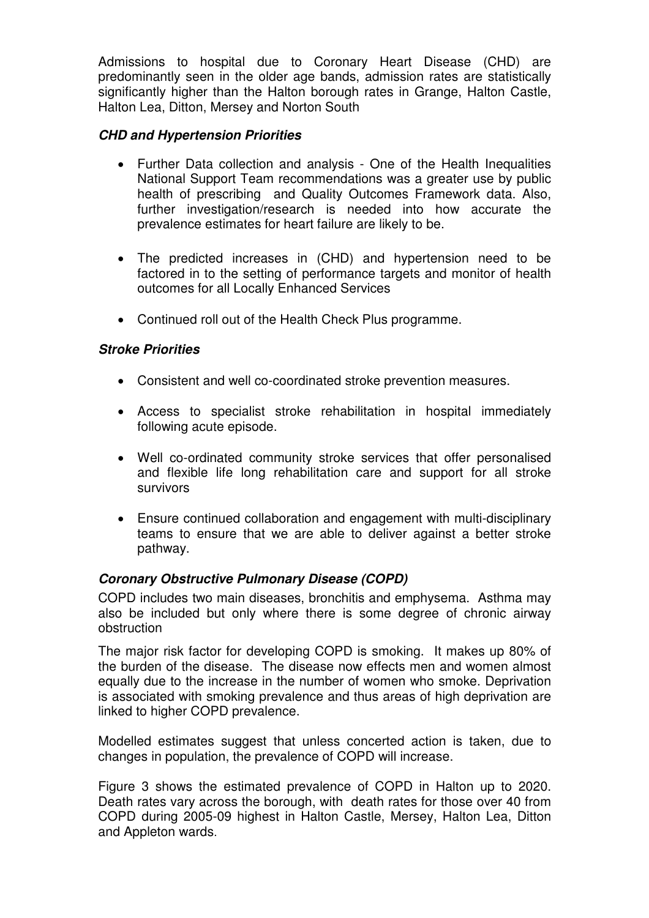Admissions to hospital due to Coronary Heart Disease (CHD) are predominantly seen in the older age bands, admission rates are statistically significantly higher than the Halton borough rates in Grange, Halton Castle, Halton Lea, Ditton, Mersey and Norton South

***CHD and Hypertension Priorities***

- Further Data collection and analysis - One of the Health Inequalities National Support Team recommendations was a greater use by public health of prescribing and Quality Outcomes Framework data. Also, further investigation/research is needed into how accurate the prevalence estimates for heart failure are likely to be.
- The predicted increases in (CHD) and hypertension need to be factored in to the setting of performance targets and monitor of health outcomes for all Locally Enhanced Services
- Continued roll out of the Health Check Plus programme.

***Stroke Priorities***

- Consistent and well co-coordinated stroke prevention measures.
- Access to specialist stroke rehabilitation in hospital immediately following acute episode.
- Well co-ordinated community stroke services that offer personalised and flexible life long rehabilitation care and support for all stroke survivors
- Ensure continued collaboration and engagement with multi-disciplinary teams to ensure that we are able to deliver against a better stroke pathway.

***Coronary Obstructive Pulmonary Disease (COPD)***

COPD includes two main diseases, bronchitis and emphysema. Asthma may also be included but only where there is some degree of chronic airway obstruction

The major risk factor for developing COPD is smoking. It makes up 80% of the burden of the disease. The disease now effects men and women almost equally due to the increase in the number of women who smoke. Deprivation is associated with smoking prevalence and thus areas of high deprivation are linked to higher COPD prevalence.

Modelled estimates suggest that unless concerted action is taken, due to changes in population, the prevalence of COPD will increase.

Figure 3 shows the estimated prevalence of COPD in Halton up to 2020. Death rates vary across the borough, with death rates for those over 40 from COPD during 2005-09 highest in Halton Castle, Mersey, Halton Lea, Ditton and Appleton wards.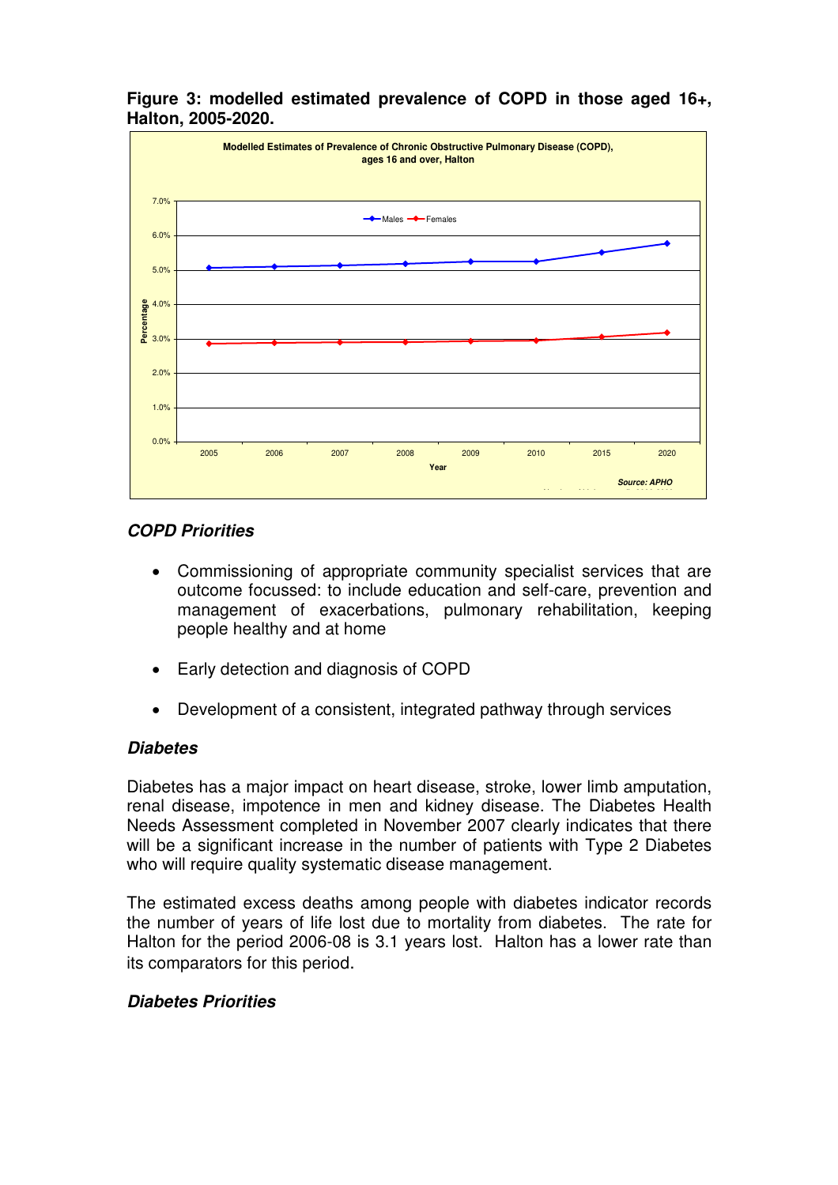**Figure 3: modelled estimated prevalence of COPD in those aged 16+, Halton, 2005-2020.**

*COPD Priorities*

- Commissioning of appropriate community specialist services that are outcome focussed: to include education and self-care, prevention and management of exacerbations, pulmonary rehabilitation, keeping people healthy and at home
- Early detection and diagnosis of COPD
- Development of a consistent, integrated pathway through services

*Diabetes*

Diabetes has a major impact on heart disease, stroke, lower limb amputation, renal disease, impotence in men and kidney disease. The Diabetes Health Needs Assessment completed in November 2007 clearly indicates that there will be a significant increase in the number of patients with Type 2 Diabetes who will require quality systematic disease management.

The estimated excess deaths among people with diabetes indicator records the number of years of life lost due to mortality from diabetes. The rate for Halton for the period 2006-08 is 3.1 years lost. Halton has a lower rate than its comparators for this period.

*Diabetes Priorities*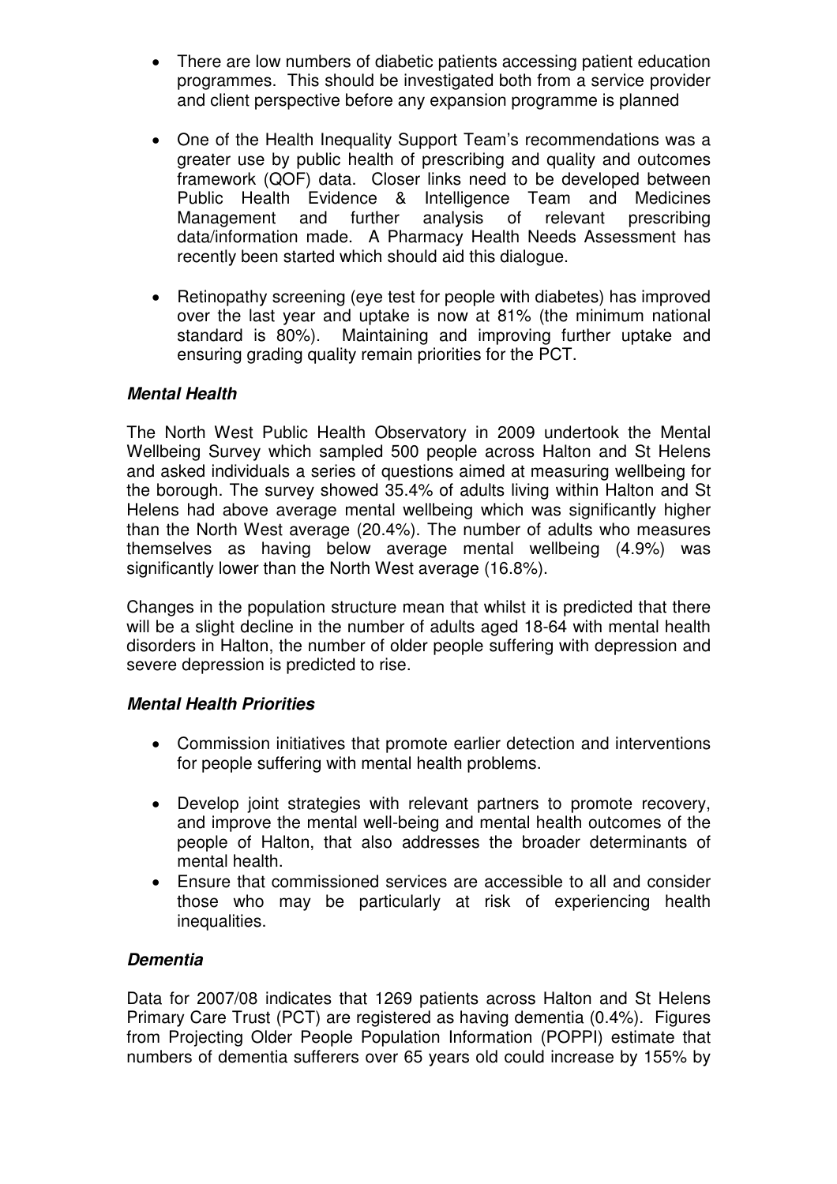- There are low numbers of diabetic patients accessing patient education programmes. This should be investigated both from a service provider and client perspective before any expansion programme is planned

- One of the Health Inequality Support Team's recommendations was a greater use by public health of prescribing and quality and outcomes framework (QOF) data. Closer links need to be developed between Public Health Evidence & Intelligence Team and Medicines Management and further analysis of relevant prescribing data/information made. A Pharmacy Health Needs Assessment has recently been started which should aid this dialogue.

- Retinopathy screening (eye test for people with diabetes) has improved over the last year and uptake is now at 81% (the minimum national standard is 80%). Maintaining and improving further uptake and ensuring grading quality remain priorities for the PCT.

### *Mental Health*

The North West Public Health Observatory in 2009 undertook the Mental Wellbeing Survey which sampled 500 people across Halton and St Helens and asked individuals a series of questions aimed at measuring wellbeing for the borough. The survey showed 35.4% of adults living within Halton and St Helens had above average mental wellbeing which was significantly higher than the North West average (20.4%). The number of adults who measures themselves as having below average mental wellbeing (4.9%) was significantly lower than the North West average (16.8%).

Changes in the population structure mean that whilst it is predicted that there will be a slight decline in the number of adults aged 18-64 with mental health disorders in Halton, the number of older people suffering with depression and severe depression is predicted to rise.

### *Mental Health Priorities*

- Commission initiatives that promote earlier detection and interventions for people suffering with mental health problems.

- Develop joint strategies with relevant partners to promote recovery, and improve the mental well-being and mental health outcomes of the people of Halton, that also addresses the broader determinants of mental health.
- Ensure that commissioned services are accessible to all and consider those who may be particularly at risk of experiencing health inequalities.

### *Dementia*

Data for 2007/08 indicates that 1269 patients across Halton and St Helens Primary Care Trust (PCT) are registered as having dementia (0.4%). Figures from Projecting Older People Population Information (POPPI) estimate that numbers of dementia sufferers over 65 years old could increase by 155% by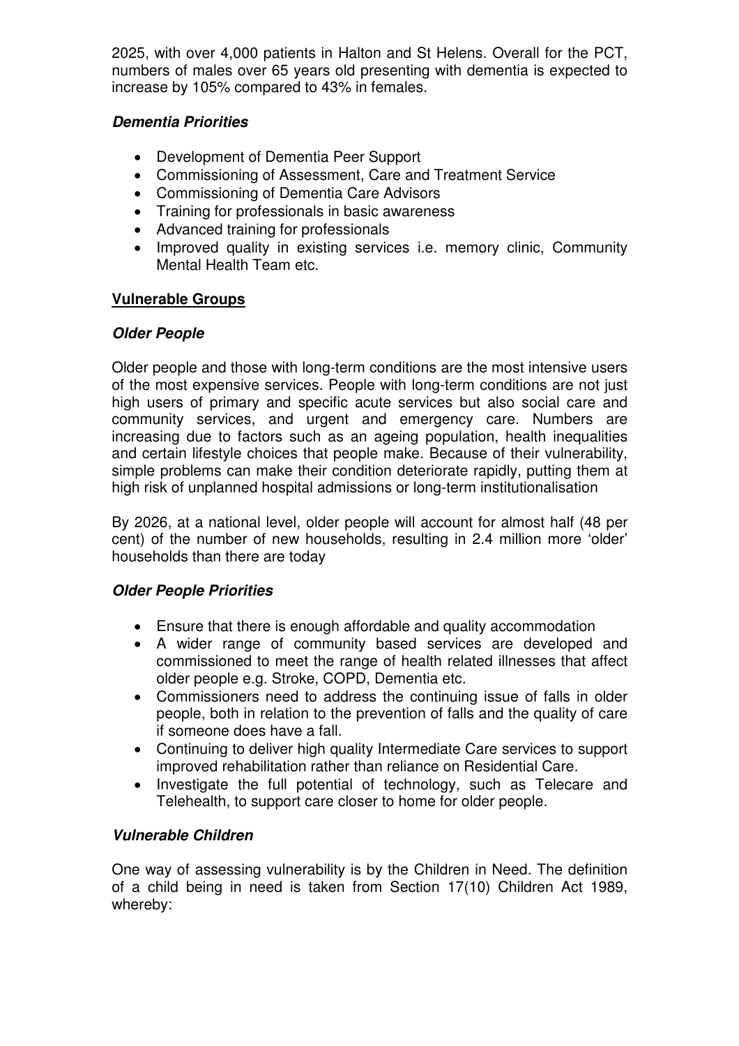2025, with over 4,000 patients in Halton and St Helens. Overall for the PCT, numbers of males over 65 years old presenting with dementia is expected to increase by 105% compared to 43% in females.

### *Dementia Priorities*

- Development of Dementia Peer Support
- Commissioning of Assessment, Care and Treatment Service
- Commissioning of Dementia Care Advisors
- Training for professionals in basic awareness
- Advanced training for professionals
- Improved quality in existing services i.e. memory clinic, Community Mental Health Team etc.

## Vulnerable Groups

### *Older People*

Older people and those with long-term conditions are the most intensive users of the most expensive services. People with long-term conditions are not just high users of primary and specific acute services but also social care and community services, and urgent and emergency care. Numbers are increasing due to factors such as an ageing population, health inequalities and certain lifestyle choices that people make. Because of their vulnerability, simple problems can make their condition deteriorate rapidly, putting them at high risk of unplanned hospital admissions or long-term institutionalisation

By 2026, at a national level, older people will account for almost half (48 per cent) of the number of new households, resulting in 2.4 million more 'older' households than there are today

### *Older People Priorities*

- Ensure that there is enough affordable and quality accommodation
- A wider range of community based services are developed and commissioned to meet the range of health related illnesses that affect older people e.g. Stroke, COPD, Dementia etc.
- Commissioners need to address the continuing issue of falls in older people, both in relation to the prevention of falls and the quality of care if someone does have a fall.
- Continuing to deliver high quality Intermediate Care services to support improved rehabilitation rather than reliance on Residential Care.
- Investigate the full potential of technology, such as Telecare and Telehealth, to support care closer to home for older people.

### *Vulnerable Children*

One way of assessing vulnerability is by the Children in Need. The definition of a child being in need is taken from Section 17(10) Children Act 1989, whereby: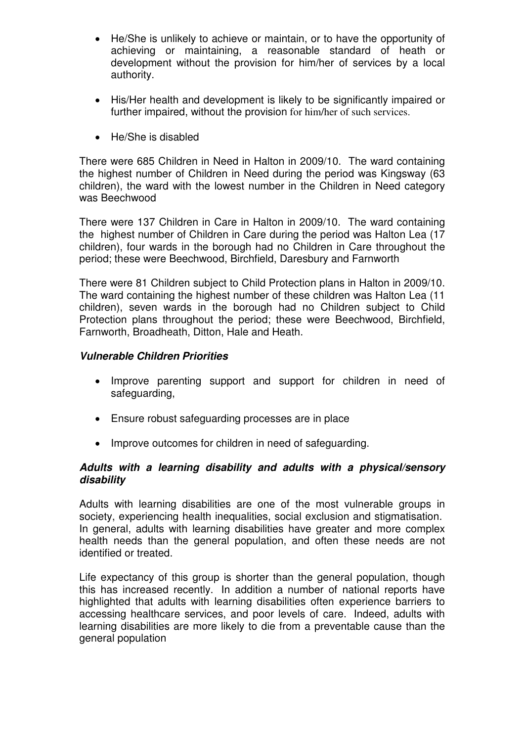- He/She is unlikely to achieve or maintain, or to have the opportunity of achieving or maintaining, a reasonable standard of heath or development without the provision for him/her of services by a local authority.

- His/Her health and development is likely to be significantly impaired or further impaired, without the provision for him/her of such services.

- He/She is disabled

There were 685 Children in Need in Halton in 2009/10. The ward containing the highest number of Children in Need during the period was Kingsway (63 children), the ward with the lowest number in the Children in Need category was Beechwood

There were 137 Children in Care in Halton in 2009/10. The ward containing the highest number of Children in Care during the period was Halton Lea (17 children), four wards in the borough had no Children in Care throughout the period; these were Beechwood, Birchfield, Daresbury and Farnworth

There were 81 Children subject to Child Protection plans in Halton in 2009/10. The ward containing the highest number of these children was Halton Lea (11 children), seven wards in the borough had no Children subject to Child Protection plans throughout the period; these were Beechwood, Birchfield, Farnworth, Broadheath, Ditton, Hale and Heath.

***Vulnerable Children Priorities***

- Improve parenting support and support for children in need of safeguarding,

- Ensure robust safeguarding processes are in place

- Improve outcomes for children in need of safeguarding.

***Adults with a learning disability and adults with a physical/sensory disability***

Adults with learning disabilities are one of the most vulnerable groups in society, experiencing health inequalities, social exclusion and stigmatisation. In general, adults with learning disabilities have greater and more complex health needs than the general population, and often these needs are not identified or treated.

Life expectancy of this group is shorter than the general population, though this has increased recently. In addition a number of national reports have highlighted that adults with learning disabilities often experience barriers to accessing healthcare services, and poor levels of care. Indeed, adults with learning disabilities are more likely to die from a preventable cause than the general population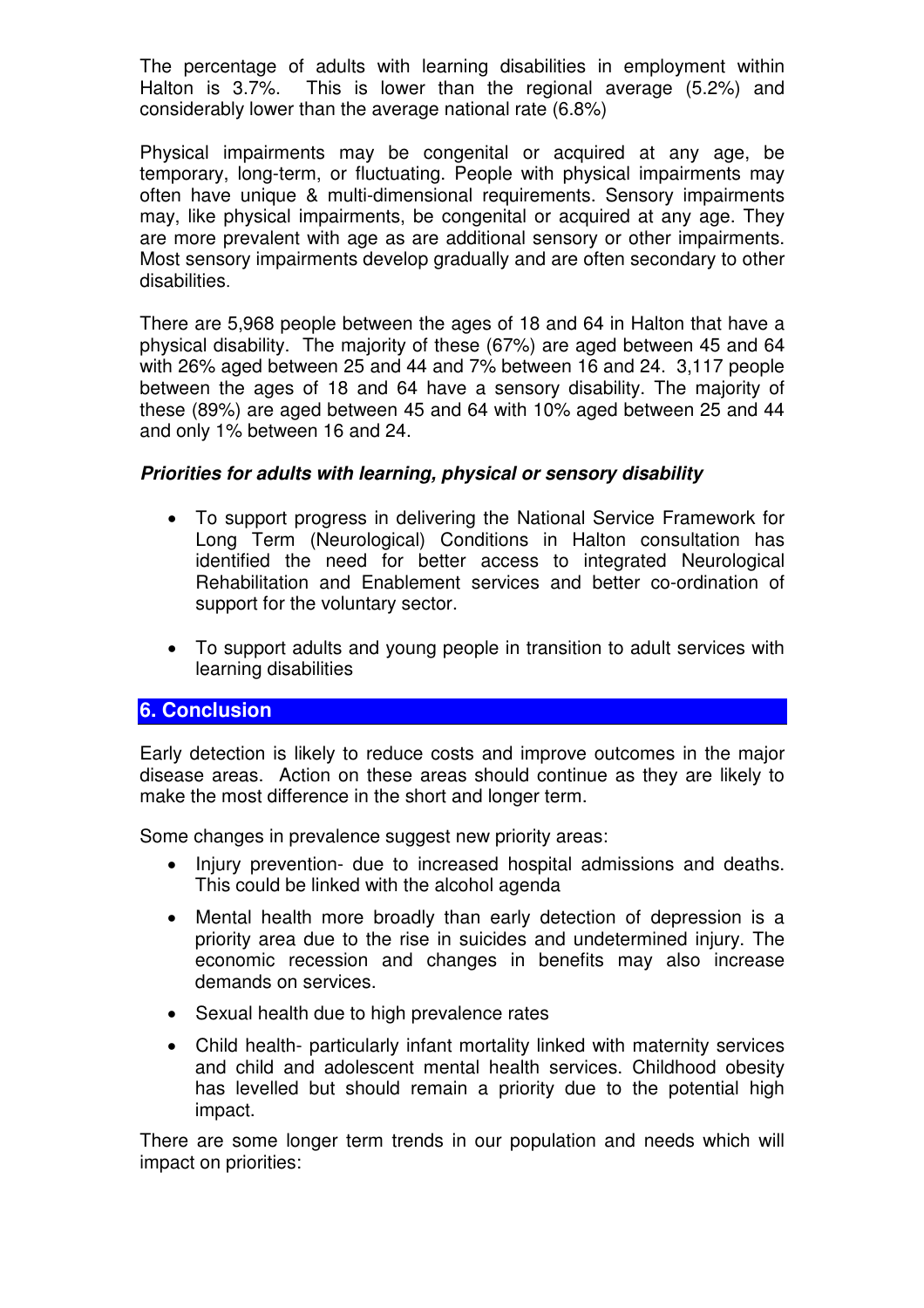The percentage of adults with learning disabilities in employment within Halton is 3.7%. This is lower than the regional average (5.2%) and considerably lower than the average national rate (6.8%)

Physical impairments may be congenital or acquired at any age, be temporary, long-term, or fluctuating. People with physical impairments may often have unique & multi-dimensional requirements. Sensory impairments may, like physical impairments, be congenital or acquired at any age. They are more prevalent with age as are additional sensory or other impairments. Most sensory impairments develop gradually and are often secondary to other disabilities.

There are 5,968 people between the ages of 18 and 64 in Halton that have a physical disability. The majority of these (67%) are aged between 45 and 64 with 26% aged between 25 and 44 and 7% between 16 and 24. 3,117 people between the ages of 18 and 64 have a sensory disability. The majority of these (89%) are aged between 45 and 64 with 10% aged between 25 and 44 and only 1% between 16 and 24.

***Priorities for adults with learning, physical or sensory disability***

- To support progress in delivering the National Service Framework for Long Term (Neurological) Conditions in Halton consultation has identified the need for better access to integrated Neurological Rehabilitation and Enablement services and better co-ordination of support for the voluntary sector.
- To support adults and young people in transition to adult services with learning disabilities

## 6. Conclusion

Early detection is likely to reduce costs and improve outcomes in the major disease areas. Action on these areas should continue as they are likely to make the most difference in the short and longer term.

Some changes in prevalence suggest new priority areas:

- Injury prevention- due to increased hospital admissions and deaths. This could be linked with the alcohol agenda
- Mental health more broadly than early detection of depression is a priority area due to the rise in suicides and undetermined injury. The economic recession and changes in benefits may also increase demands on services.
- Sexual health due to high prevalence rates
- Child health- particularly infant mortality linked with maternity services and child and adolescent mental health services. Childhood obesity has levelled but should remain a priority due to the potential high impact.

There are some longer term trends in our population and needs which will impact on priorities: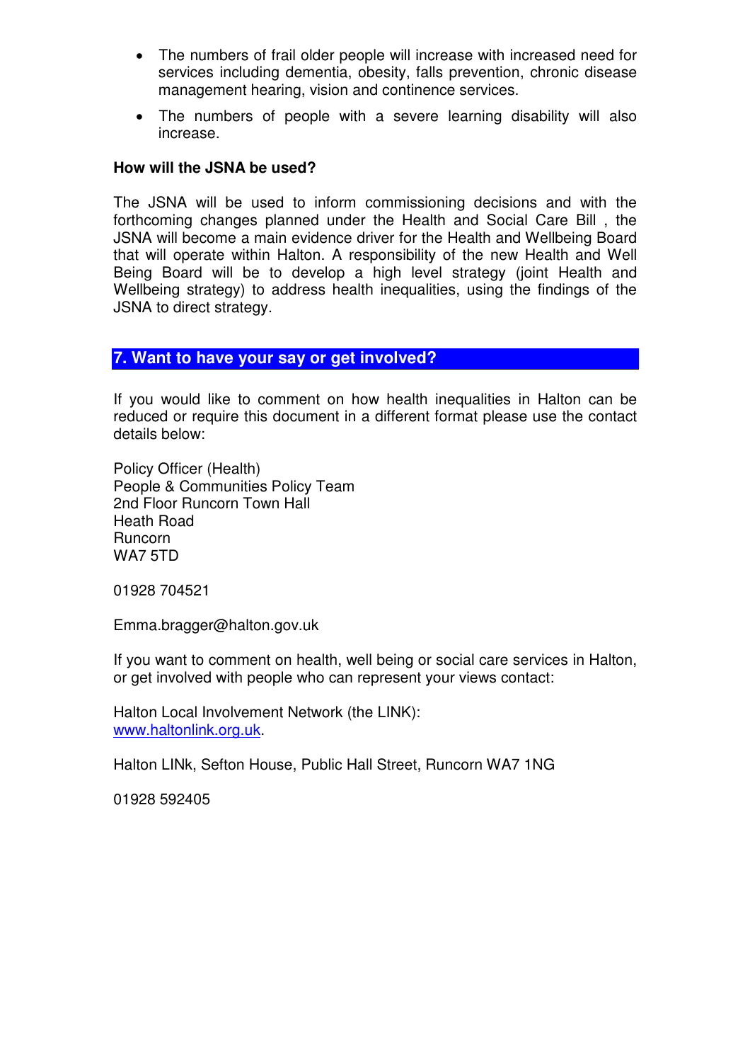- The numbers of frail older people will increase with increased need for services including dementia, obesity, falls prevention, chronic disease management hearing, vision and continence services.
- The numbers of people with a severe learning disability will also increase.

**How will the JSNA be used?**

The JSNA will be used to inform commissioning decisions and with the forthcoming changes planned under the Health and Social Care Bill , the JSNA will become a main evidence driver for the Health and Wellbeing Board that will operate within Halton. A responsibility of the new Health and Well Being Board will be to develop a high level strategy (joint Health and Wellbeing strategy) to address health inequalities, using the findings of the JSNA to direct strategy.

## 7. Want to have your say or get involved?

If you would like to comment on how health inequalities in Halton can be reduced or require this document in a different format please use the contact details below:

Policy Officer (Health)
People & Communities Policy Team
2nd Floor Runcorn Town Hall
Heath Road
Runcorn
WA7 5TD

01928 704521

Emma.bragger@halton.gov.uk

If you want to comment on health, well being or social care services in Halton, or get involved with people who can represent your views contact:

Halton Local Involvement Network (the LINK):
www.haltonlink.org.uk.

Halton LINk, Sefton House, Public Hall Street, Runcorn WA7 1NG

01928 592405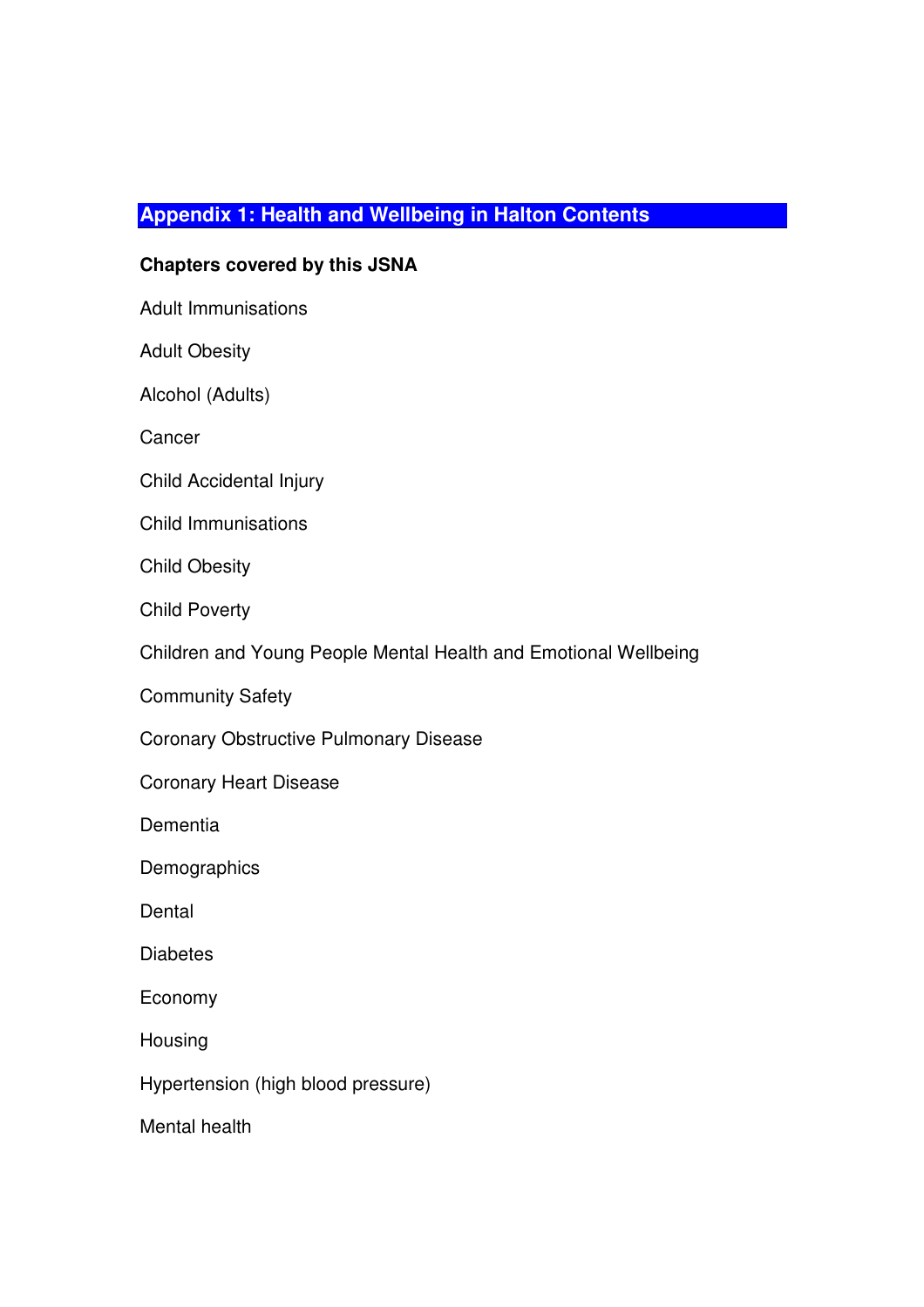## Appendix 1: Health and Wellbeing in Halton Contents

**Chapters covered by this JSNA**

Adult Immunisations

Adult Obesity

Alcohol (Adults)

Cancer

Child Accidental Injury

Child Immunisations

Child Obesity

Child Poverty

Children and Young People Mental Health and Emotional Wellbeing

Community Safety

Coronary Obstructive Pulmonary Disease

Coronary Heart Disease

Dementia

Demographics

Dental

Diabetes

Economy

Housing

Hypertension (high blood pressure)

Mental health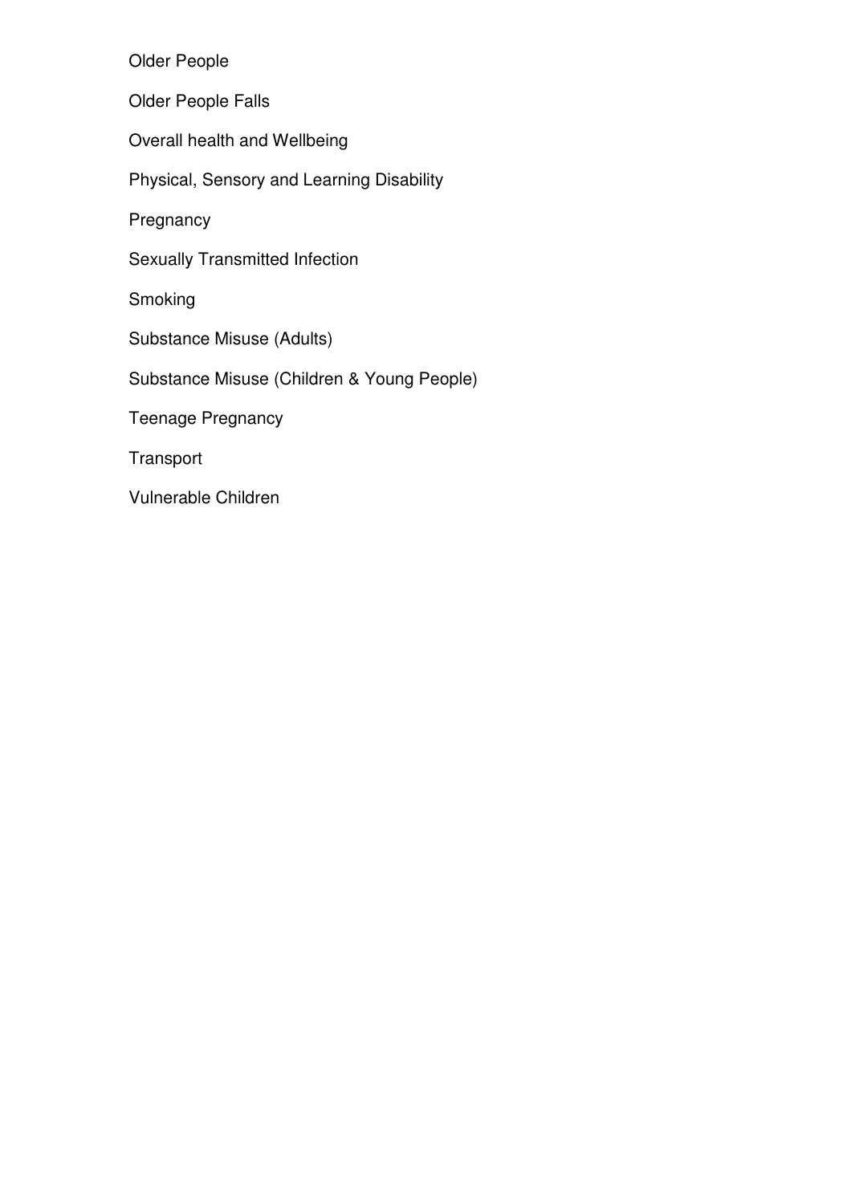Older People

Older People Falls

Overall health and Wellbeing

Physical, Sensory and Learning Disability

Pregnancy

Sexually Transmitted Infection

Smoking

Substance Misuse (Adults)

Substance Misuse (Children & Young People)

Teenage Pregnancy

Transport

Vulnerable Children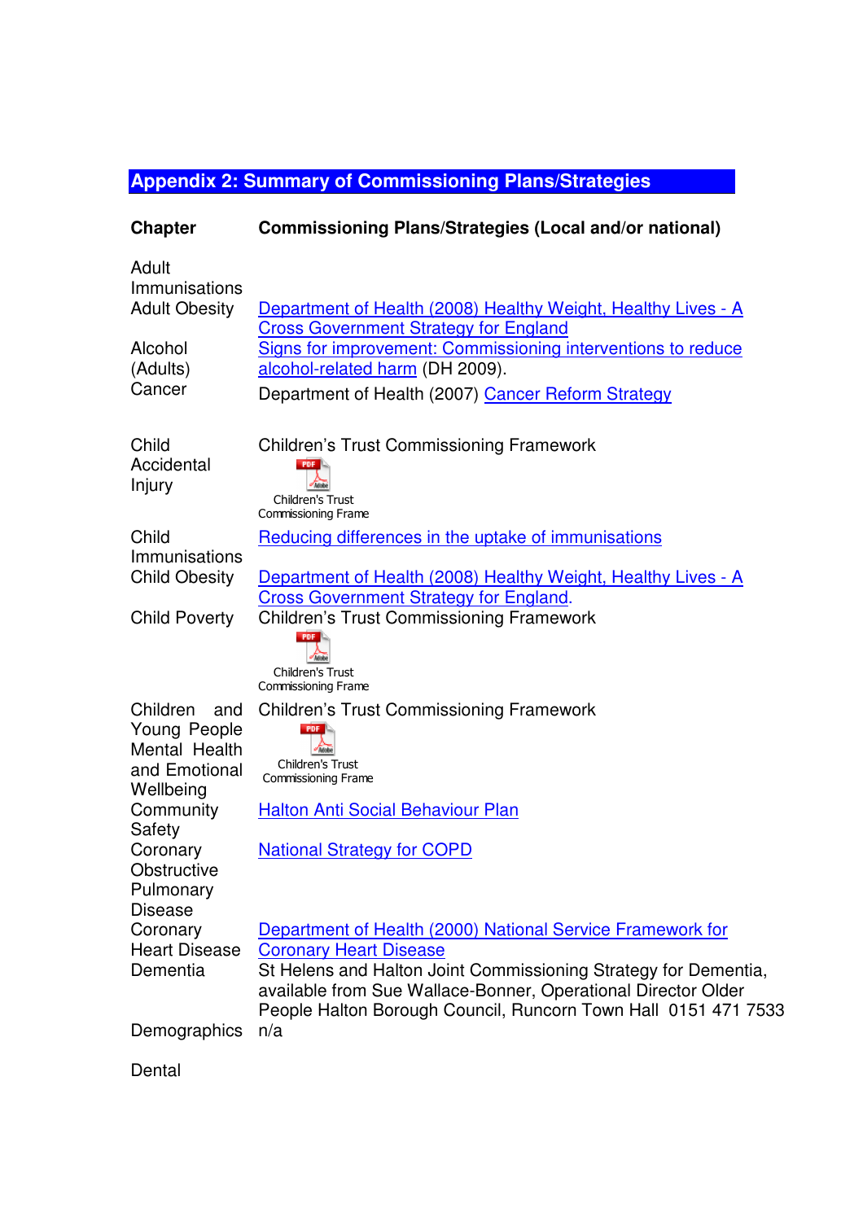## Appendix 2: Summary of Commissioning Plans/Strategies

| Chapter | Commissioning Plans/Strategies (Local and/or national) |
|---|---|
| Adult Immunisations | |
| Adult Obesity | Department of Health (2008) Healthy Weight, Healthy Lives - A Cross Government Strategy for England |
| Alcohol (Adults) | Signs for improvement: Commissioning interventions to reduce alcohol-related harm (DH 2009). |
| Cancer | Department of Health (2007) Cancer Reform Strategy |
| Child Accidental Injury | Children's Trust Commissioning Framework<br>Children's Trust Commissioning Frame |
| Child Immunisations | Reducing differences in the uptake of immunisations |
| Child Obesity | Department of Health (2008) Healthy Weight, Healthy Lives - A Cross Government Strategy for England. |
| Child Poverty | Children's Trust Commissioning Framework<br>Children's Trust Commissioning Frame |
| Children and Young People Mental Health and Emotional Wellbeing | Children's Trust Commissioning Framework<br>Children's Trust Commissioning Frame |
| Community Safety | Halton Anti Social Behaviour Plan |
| Coronary Obstructive Pulmonary Disease | National Strategy for COPD |
| Coronary Heart Disease | Department of Health (2000) National Service Framework for Coronary Heart Disease |
| Dementia | St Helens and Halton Joint Commissioning Strategy for Dementia, available from Sue Wallace-Bonner, Operational Director Older People Halton Borough Council, Runcorn Town Hall 0151 471 7533 |
| Demographics | n/a |
| Dental | |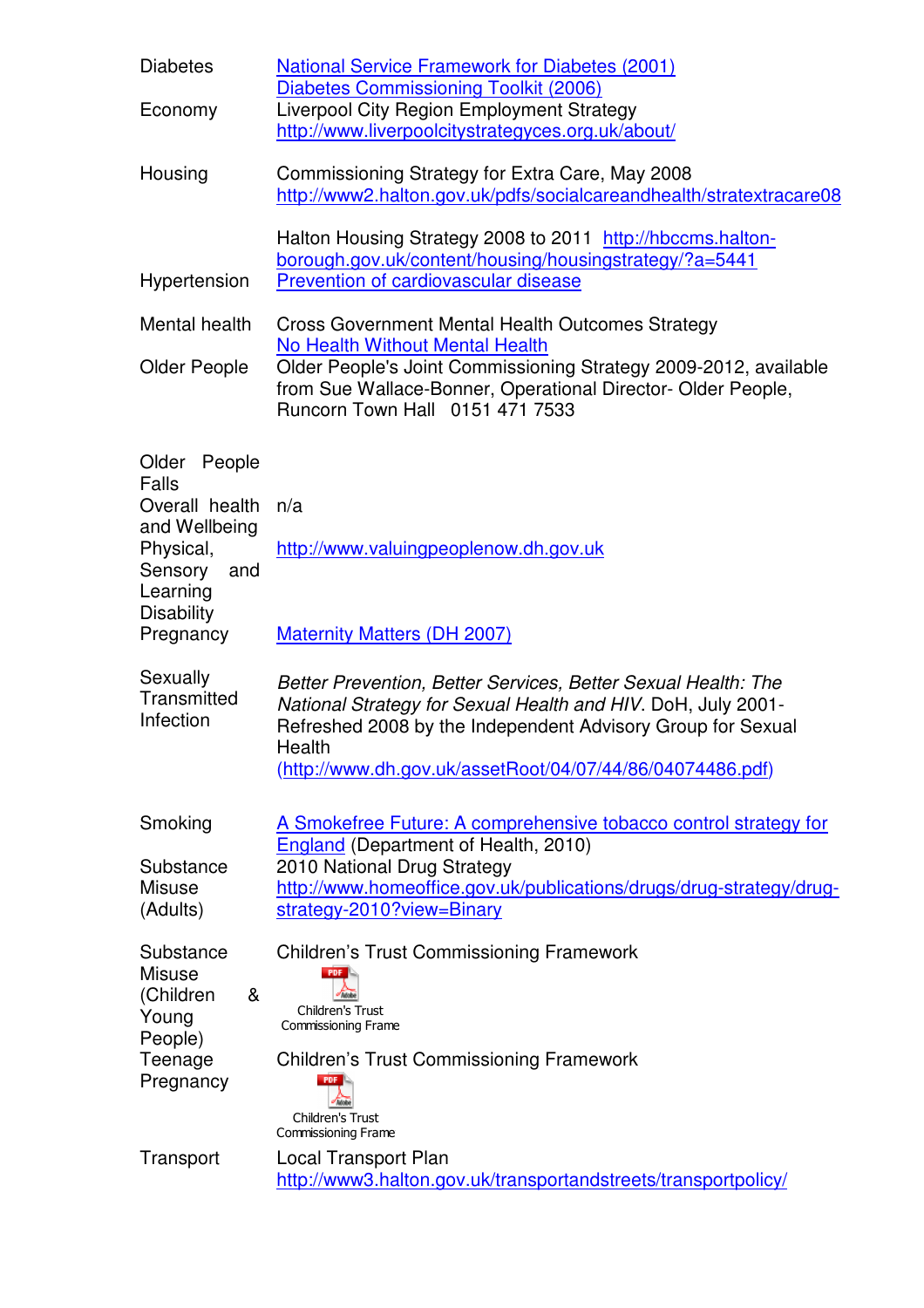| | |
|---|---|
| Diabetes | National Service Framework for Diabetes (2001)<br>Diabetes Commissioning Toolkit (2006) |
| Economy | Liverpool City Region Employment Strategy<br>http://www.liverpoolcitystrategyces.org.uk/about/ |
| Housing | Commissioning Strategy for Extra Care, May 2008<br>http://www2.halton.gov.uk/pdfs/socialcareandhealth/stratextracare08<br><br>Halton Housing Strategy 2008 to 2011 http://hbccms.halton-borough.gov.uk/content/housing/housingstrategy/?a=5441 |
| Hypertension | Prevention of cardiovascular disease |
| Mental health | Cross Government Mental Health Outcomes Strategy<br>No Health Without Mental Health |
| Older People | Older People's Joint Commissioning Strategy 2009-2012, available from Sue Wallace-Bonner, Operational Director- Older People, Runcorn Town Hall 0151 471 7533 |
| Older People Falls | |
| Overall health and Wellbeing | n/a |
| Physical, Sensory and Learning Disability | http://www.valuingpeoplenow.dh.gov.uk |
| Pregnancy | Maternity Matters (DH 2007) |
| Sexually Transmitted Infection | *Better Prevention, Better Services, Better Sexual Health: The National Strategy for Sexual Health and HIV*. DoH, July 2001- Refreshed 2008 by the Independent Advisory Group for Sexual Health<br>(http://www.dh.gov.uk/assetRoot/04/07/44/86/04074486.pdf) |
| Smoking | A Smokefree Future: A comprehensive tobacco control strategy for England (Department of Health, 2010) |
| Substance Misuse (Adults) | 2010 National Drug Strategy<br>http://www.homeoffice.gov.uk/publications/drugs/drug-strategy/drug-strategy-2010?view=Binary |
| Substance Misuse (Children & Young People) | Children's Trust Commissioning Framework<br>Children's Trust Commissioning Frame |
| Teenage Pregnancy | Children's Trust Commissioning Framework<br>Children's Trust Commissioning Frame |
| Transport | Local Transport Plan<br>http://www3.halton.gov.uk/transportandstreets/transportpolicy/ |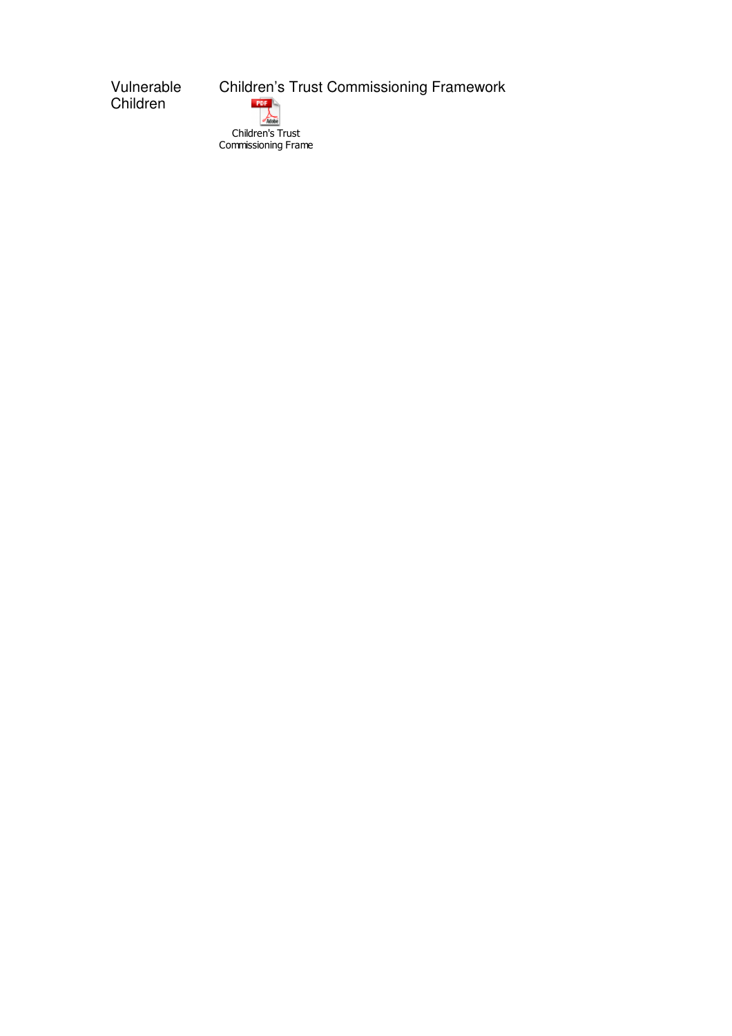| | |
| --- | --- |
| Vulnerable Children | Children's Trust Commissioning Framework<br>Children's Trust Commissioning Frame |